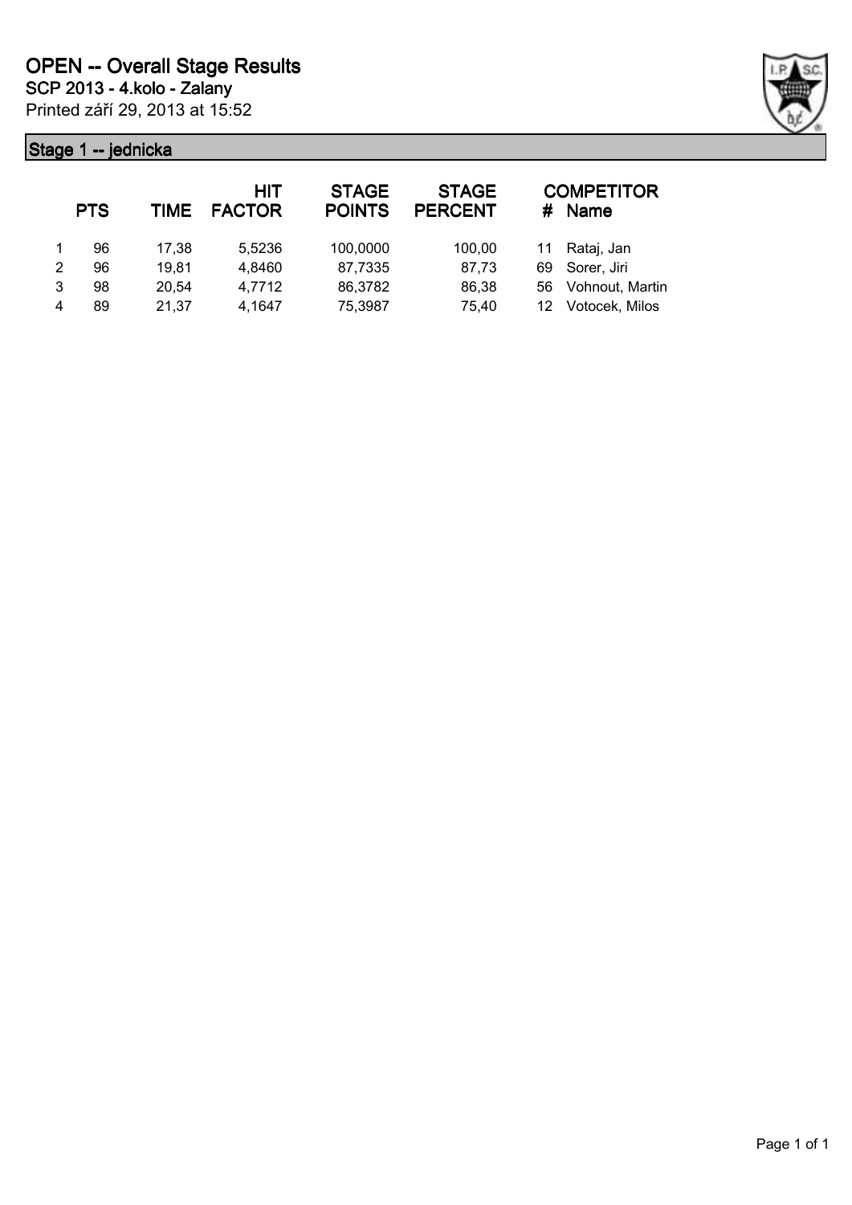# OPEN -- Overall Stage Results

**SCP 2013 - 4.kolo - Zalany**

Printed září 29, 2013 at 15:52

## Stage 1 -- jednicka

|  | PTS | TIME | HIT FACTOR | STAGE POINTS | STAGE PERCENT | # | COMPETITOR Name |
|---|---|---|---|---|---|---|---|
| 1 | 96 | 17,38 | 5,5236 | 100,0000 | 100,00 | 11 | Rataj, Jan |
| 2 | 96 | 19,81 | 4,8460 | 87,7335 | 87,73 | 69 | Sorer, Jiri |
| 3 | 98 | 20,54 | 4,7712 | 86,3782 | 86,38 | 56 | Vohnout, Martin |
| 4 | 89 | 21,37 | 4,1647 | 75,3987 | 75,40 | 12 | Votocek, Milos |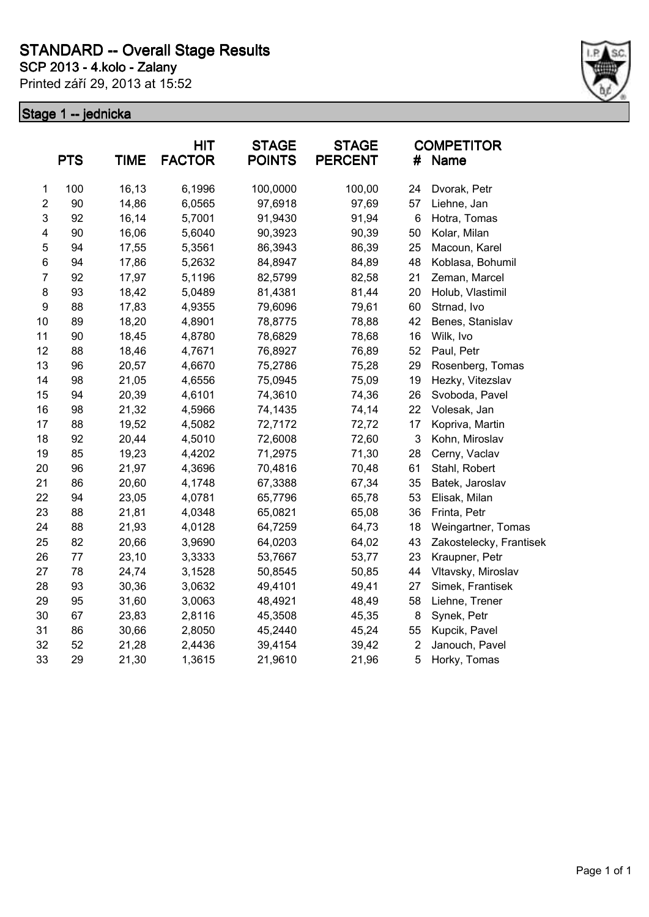# STANDARD -- Overall Stage Results

**SCP 2013 - 4.kolo - Zalany**

Printed září 29, 2013 at 15:52

## Stage 1 -- jednicka

| | PTS | TIME | HIT FACTOR | STAGE POINTS | STAGE PERCENT | # | COMPETITOR Name |
|---|---|---|---|---|---|---|---|
| 1 | 100 | 16,13 | 6,1996 | 100,0000 | 100,00 | 24 | Dvorak, Petr |
| 2 | 90 | 14,86 | 6,0565 | 97,6918 | 97,69 | 57 | Liehne, Jan |
| 3 | 92 | 16,14 | 5,7001 | 91,9430 | 91,94 | 6 | Hotra, Tomas |
| 4 | 90 | 16,06 | 5,6040 | 90,3923 | 90,39 | 50 | Kolar, Milan |
| 5 | 94 | 17,55 | 5,3561 | 86,3943 | 86,39 | 25 | Macoun, Karel |
| 6 | 94 | 17,86 | 5,2632 | 84,8947 | 84,89 | 48 | Koblasa, Bohumil |
| 7 | 92 | 17,97 | 5,1196 | 82,5799 | 82,58 | 21 | Zeman, Marcel |
| 8 | 93 | 18,42 | 5,0489 | 81,4381 | 81,44 | 20 | Holub, Vlastimil |
| 9 | 88 | 17,83 | 4,9355 | 79,6096 | 79,61 | 60 | Strnad, Ivo |
| 10 | 89 | 18,20 | 4,8901 | 78,8775 | 78,88 | 42 | Benes, Stanislav |
| 11 | 90 | 18,45 | 4,8780 | 78,6829 | 78,68 | 16 | Wilk, Ivo |
| 12 | 88 | 18,46 | 4,7671 | 76,8927 | 76,89 | 52 | Paul, Petr |
| 13 | 96 | 20,57 | 4,6670 | 75,2786 | 75,28 | 29 | Rosenberg, Tomas |
| 14 | 98 | 21,05 | 4,6556 | 75,0945 | 75,09 | 19 | Hezky, Vitezslav |
| 15 | 94 | 20,39 | 4,6101 | 74,3610 | 74,36 | 26 | Svoboda, Pavel |
| 16 | 98 | 21,32 | 4,5966 | 74,1435 | 74,14 | 22 | Volesak, Jan |
| 17 | 88 | 19,52 | 4,5082 | 72,7172 | 72,72 | 17 | Kopriva, Martin |
| 18 | 92 | 20,44 | 4,5010 | 72,6008 | 72,60 | 3 | Kohn, Miroslav |
| 19 | 85 | 19,23 | 4,4202 | 71,2975 | 71,30 | 28 | Cerny, Vaclav |
| 20 | 96 | 21,97 | 4,3696 | 70,4816 | 70,48 | 61 | Stahl, Robert |
| 21 | 86 | 20,60 | 4,1748 | 67,3388 | 67,34 | 35 | Batek, Jaroslav |
| 22 | 94 | 23,05 | 4,0781 | 65,7796 | 65,78 | 53 | Elisak, Milan |
| 23 | 88 | 21,81 | 4,0348 | 65,0821 | 65,08 | 36 | Frinta, Petr |
| 24 | 88 | 21,93 | 4,0128 | 64,7259 | 64,73 | 18 | Weingartner, Tomas |
| 25 | 82 | 20,66 | 3,9690 | 64,0203 | 64,02 | 43 | Zakostelecky, Frantisek |
| 26 | 77 | 23,10 | 3,3333 | 53,7667 | 53,77 | 23 | Kraupner, Petr |
| 27 | 78 | 24,74 | 3,1528 | 50,8545 | 50,85 | 44 | Vltavsky, Miroslav |
| 28 | 93 | 30,36 | 3,0632 | 49,4101 | 49,41 | 27 | Simek, Frantisek |
| 29 | 95 | 31,60 | 3,0063 | 48,4921 | 48,49 | 58 | Liehne, Trener |
| 30 | 67 | 23,83 | 2,8116 | 45,3508 | 45,35 | 8 | Synek, Petr |
| 31 | 86 | 30,66 | 2,8050 | 45,2440 | 45,24 | 55 | Kupcik, Pavel |
| 32 | 52 | 21,28 | 2,4436 | 39,4154 | 39,42 | 2 | Janouch, Pavel |
| 33 | 29 | 21,30 | 1,3615 | 21,9610 | 21,96 | 5 | Horky, Tomas |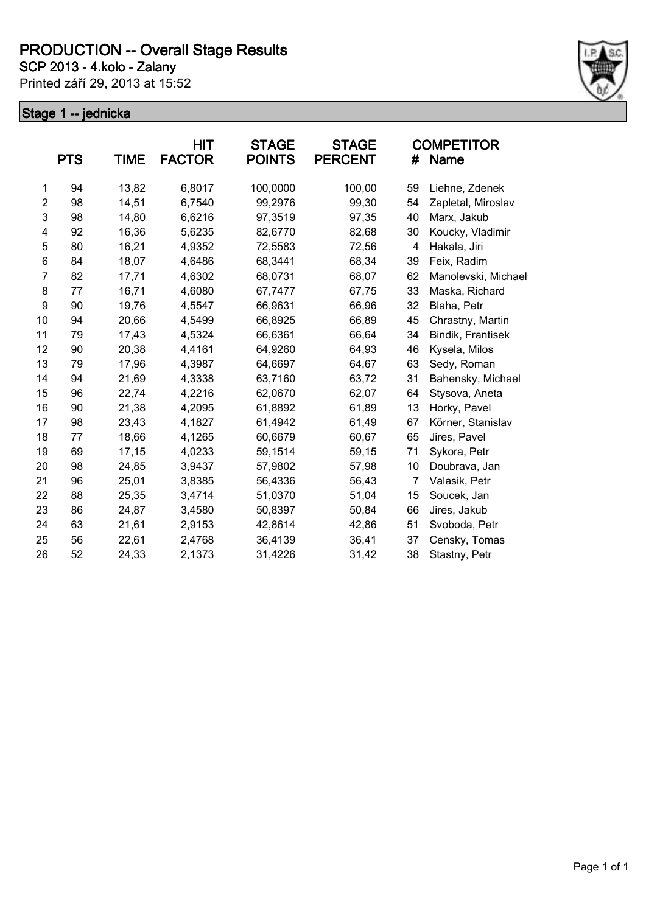# PRODUCTION -- Overall Stage Results

**SCP 2013 - 4.kolo - Zalany**

Printed září 29, 2013 at 15:52

## Stage 1 -- jednicka

| | PTS | TIME | HIT FACTOR | STAGE POINTS | STAGE PERCENT | # | COMPETITOR Name |
|---|---|---|---|---|---|---|---|
| 1 | 94 | 13,82 | 6,8017 | 100,0000 | 100,00 | 59 | Liehne, Zdenek |
| 2 | 98 | 14,51 | 6,7540 | 99,2976 | 99,30 | 54 | Zapletal, Miroslav |
| 3 | 98 | 14,80 | 6,6216 | 97,3519 | 97,35 | 40 | Marx, Jakub |
| 4 | 92 | 16,36 | 5,6235 | 82,6770 | 82,68 | 30 | Koucky, Vladimir |
| 5 | 80 | 16,21 | 4,9352 | 72,5583 | 72,56 | 4 | Hakala, Jiri |
| 6 | 84 | 18,07 | 4,6486 | 68,3441 | 68,34 | 39 | Feix, Radim |
| 7 | 82 | 17,71 | 4,6302 | 68,0731 | 68,07 | 62 | Manolevski, Michael |
| 8 | 77 | 16,71 | 4,6080 | 67,7477 | 67,75 | 33 | Maska, Richard |
| 9 | 90 | 19,76 | 4,5547 | 66,9631 | 66,96 | 32 | Blaha, Petr |
| 10 | 94 | 20,66 | 4,5499 | 66,8925 | 66,89 | 45 | Chrastny, Martin |
| 11 | 79 | 17,43 | 4,5324 | 66,6361 | 66,64 | 34 | Bindik, Frantisek |
| 12 | 90 | 20,38 | 4,4161 | 64,9260 | 64,93 | 46 | Kysela, Milos |
| 13 | 79 | 17,96 | 4,3987 | 64,6697 | 64,67 | 63 | Sedy, Roman |
| 14 | 94 | 21,69 | 4,3338 | 63,7160 | 63,72 | 31 | Bahensky, Michael |
| 15 | 96 | 22,74 | 4,2216 | 62,0670 | 62,07 | 64 | Stysova, Aneta |
| 16 | 90 | 21,38 | 4,2095 | 61,8892 | 61,89 | 13 | Horky, Pavel |
| 17 | 98 | 23,43 | 4,1827 | 61,4942 | 61,49 | 67 | Körner, Stanislav |
| 18 | 77 | 18,66 | 4,1265 | 60,6679 | 60,67 | 65 | Jires, Pavel |
| 19 | 69 | 17,15 | 4,0233 | 59,1514 | 59,15 | 71 | Sykora, Petr |
| 20 | 98 | 24,85 | 3,9437 | 57,9802 | 57,98 | 10 | Doubrava, Jan |
| 21 | 96 | 25,01 | 3,8385 | 56,4336 | 56,43 | 7 | Valasik, Petr |
| 22 | 88 | 25,35 | 3,4714 | 51,0370 | 51,04 | 15 | Soucek, Jan |
| 23 | 86 | 24,87 | 3,4580 | 50,8397 | 50,84 | 66 | Jires, Jakub |
| 24 | 63 | 21,61 | 2,9153 | 42,8614 | 42,86 | 51 | Svoboda, Petr |
| 25 | 56 | 22,61 | 2,4768 | 36,4139 | 36,41 | 37 | Censky, Tomas |
| 26 | 52 | 24,33 | 2,1373 | 31,4226 | 31,42 | 38 | Stastny, Petr |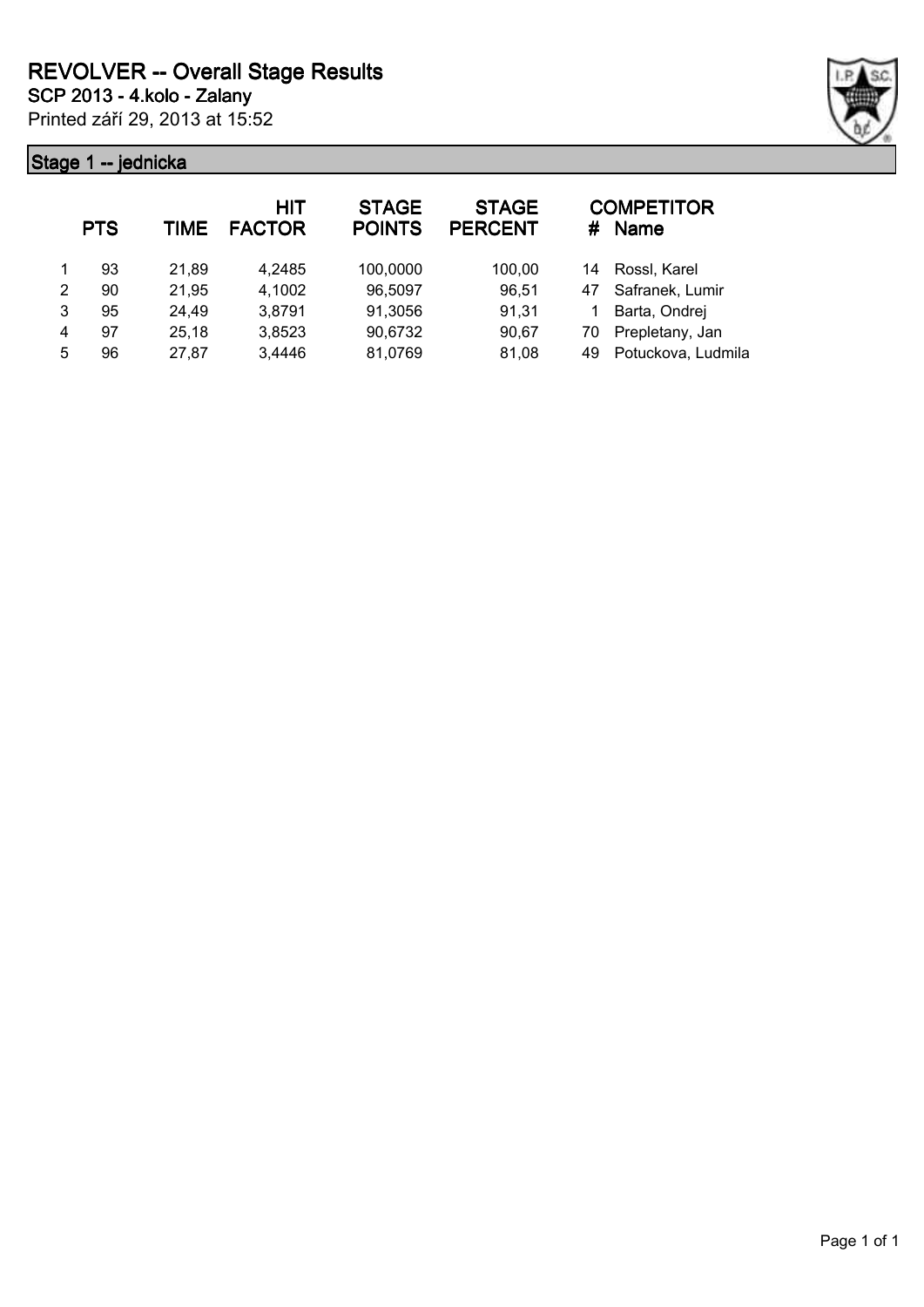# REVOLVER -- Overall Stage Results

## SCP 2013 - 4.kolo - Zalany

Printed září 29, 2013 at 15:52

### Stage 1 -- jednicka

| | PTS | TIME | HIT FACTOR | STAGE POINTS | STAGE PERCENT | # | COMPETITOR Name |
|---|---|---|---|---|---|---|---|
| 1 | 93 | 21,89 | 4,2485 | 100,0000 | 100,00 | 14 | Rossl, Karel |
| 2 | 90 | 21,95 | 4,1002 | 96,5097 | 96,51 | 47 | Safranek, Lumir |
| 3 | 95 | 24,49 | 3,8791 | 91,3056 | 91,31 | 1 | Barta, Ondrej |
| 4 | 97 | 25,18 | 3,8523 | 90,6732 | 90,67 | 70 | Prepletany, Jan |
| 5 | 96 | 27,87 | 3,4446 | 81,0769 | 81,08 | 49 | Potuckova, Ludmila |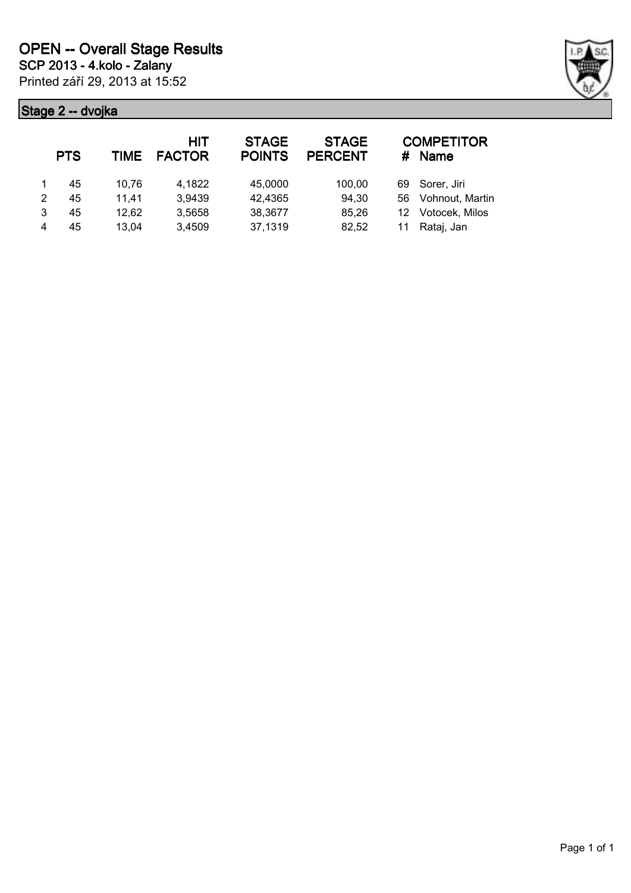# OPEN -- Overall Stage Results

**SCP 2013 - 4.kolo - Zalany**

Printed září 29, 2013 at 15:52

## Stage 2 -- dvojka

|  | PTS | TIME | HIT FACTOR | STAGE POINTS | STAGE PERCENT | # | COMPETITOR Name |
|---|---|---|---|---|---|---|---|
| 1 | 45 | 10,76 | 4,1822 | 45,0000 | 100,00 | 69 | Sorer, Jiri |
| 2 | 45 | 11,41 | 3,9439 | 42,4365 | 94,30 | 56 | Vohnout, Martin |
| 3 | 45 | 12,62 | 3,5658 | 38,3677 | 85,26 | 12 | Votocek, Milos |
| 4 | 45 | 13,04 | 3,4509 | 37,1319 | 82,52 | 11 | Rataj, Jan |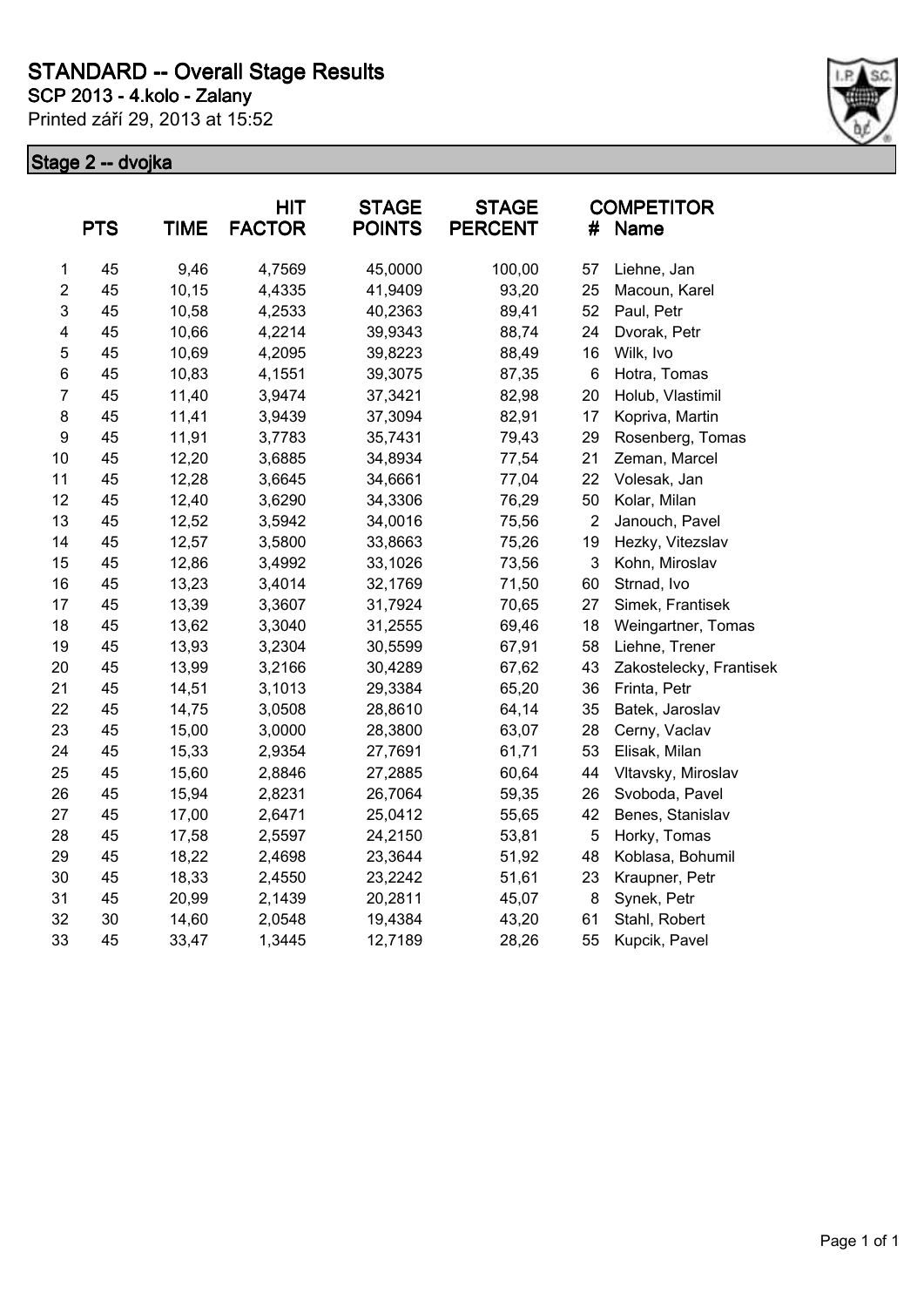# STANDARD -- Overall Stage Results

**SCP 2013 - 4.kolo - Zalany**

Printed září 29, 2013 at 15:52

## Stage 2 -- dvojka

| | PTS | TIME | HIT FACTOR | STAGE POINTS | STAGE PERCENT | # | COMPETITOR Name |
|---|---|---|---|---|---|---|---|
| 1 | 45 | 9,46 | 4,7569 | 45,0000 | 100,00 | 57 | Liehne, Jan |
| 2 | 45 | 10,15 | 4,4335 | 41,9409 | 93,20 | 25 | Macoun, Karel |
| 3 | 45 | 10,58 | 4,2533 | 40,2363 | 89,41 | 52 | Paul, Petr |
| 4 | 45 | 10,66 | 4,2214 | 39,9343 | 88,74 | 24 | Dvorak, Petr |
| 5 | 45 | 10,69 | 4,2095 | 39,8223 | 88,49 | 16 | Wilk, Ivo |
| 6 | 45 | 10,83 | 4,1551 | 39,3075 | 87,35 | 6 | Hotra, Tomas |
| 7 | 45 | 11,40 | 3,9474 | 37,3421 | 82,98 | 20 | Holub, Vlastimil |
| 8 | 45 | 11,41 | 3,9439 | 37,3094 | 82,91 | 17 | Kopriva, Martin |
| 9 | 45 | 11,91 | 3,7783 | 35,7431 | 79,43 | 29 | Rosenberg, Tomas |
| 10 | 45 | 12,20 | 3,6885 | 34,8934 | 77,54 | 21 | Zeman, Marcel |
| 11 | 45 | 12,28 | 3,6645 | 34,6661 | 77,04 | 22 | Volesak, Jan |
| 12 | 45 | 12,40 | 3,6290 | 34,3306 | 76,29 | 50 | Kolar, Milan |
| 13 | 45 | 12,52 | 3,5942 | 34,0016 | 75,56 | 2 | Janouch, Pavel |
| 14 | 45 | 12,57 | 3,5800 | 33,8663 | 75,26 | 19 | Hezky, Vitezslav |
| 15 | 45 | 12,86 | 3,4992 | 33,1026 | 73,56 | 3 | Kohn, Miroslav |
| 16 | 45 | 13,23 | 3,4014 | 32,1769 | 71,50 | 60 | Strnad, Ivo |
| 17 | 45 | 13,39 | 3,3607 | 31,7924 | 70,65 | 27 | Simek, Frantisek |
| 18 | 45 | 13,62 | 3,3040 | 31,2555 | 69,46 | 18 | Weingartner, Tomas |
| 19 | 45 | 13,93 | 3,2304 | 30,5599 | 67,91 | 58 | Liehne, Trener |
| 20 | 45 | 13,99 | 3,2166 | 30,4289 | 67,62 | 43 | Zakostelecky, Frantisek |
| 21 | 45 | 14,51 | 3,1013 | 29,3384 | 65,20 | 36 | Frinta, Petr |
| 22 | 45 | 14,75 | 3,0508 | 28,8610 | 64,14 | 35 | Batek, Jaroslav |
| 23 | 45 | 15,00 | 3,0000 | 28,3800 | 63,07 | 28 | Cerny, Vaclav |
| 24 | 45 | 15,33 | 2,9354 | 27,7691 | 61,71 | 53 | Elisak, Milan |
| 25 | 45 | 15,60 | 2,8846 | 27,2885 | 60,64 | 44 | Vltavsky, Miroslav |
| 26 | 45 | 15,94 | 2,8231 | 26,7064 | 59,35 | 26 | Svoboda, Pavel |
| 27 | 45 | 17,00 | 2,6471 | 25,0412 | 55,65 | 42 | Benes, Stanislav |
| 28 | 45 | 17,58 | 2,5597 | 24,2150 | 53,81 | 5 | Horky, Tomas |
| 29 | 45 | 18,22 | 2,4698 | 23,3644 | 51,92 | 48 | Koblasa, Bohumil |
| 30 | 45 | 18,33 | 2,4550 | 23,2242 | 51,61 | 23 | Kraupner, Petr |
| 31 | 45 | 20,99 | 2,1439 | 20,2811 | 45,07 | 8 | Synek, Petr |
| 32 | 30 | 14,60 | 2,0548 | 19,4384 | 43,20 | 61 | Stahl, Robert |
| 33 | 45 | 33,47 | 1,3445 | 12,7189 | 28,26 | 55 | Kupcik, Pavel |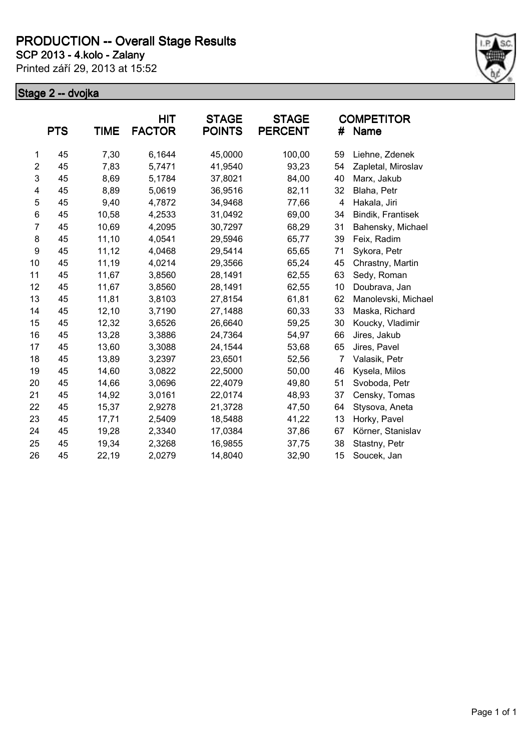# PRODUCTION -- Overall Stage Results

**SCP 2013 - 4.kolo - Zalany**

Printed září 29, 2013 at 15:52

## Stage 2 -- dvojka

| | PTS | TIME | HIT FACTOR | STAGE POINTS | STAGE PERCENT | # | COMPETITOR Name |
|---|---|---|---|---|---|---|---|
| 1 | 45 | 7,30 | 6,1644 | 45,0000 | 100,00 | 59 | Liehne, Zdenek |
| 2 | 45 | 7,83 | 5,7471 | 41,9540 | 93,23 | 54 | Zapletal, Miroslav |
| 3 | 45 | 8,69 | 5,1784 | 37,8021 | 84,00 | 40 | Marx, Jakub |
| 4 | 45 | 8,89 | 5,0619 | 36,9516 | 82,11 | 32 | Blaha, Petr |
| 5 | 45 | 9,40 | 4,7872 | 34,9468 | 77,66 | 4 | Hakala, Jiri |
| 6 | 45 | 10,58 | 4,2533 | 31,0492 | 69,00 | 34 | Bindik, Frantisek |
| 7 | 45 | 10,69 | 4,2095 | 30,7297 | 68,29 | 31 | Bahensky, Michael |
| 8 | 45 | 11,10 | 4,0541 | 29,5946 | 65,77 | 39 | Feix, Radim |
| 9 | 45 | 11,12 | 4,0468 | 29,5414 | 65,65 | 71 | Sykora, Petr |
| 10 | 45 | 11,19 | 4,0214 | 29,3566 | 65,24 | 45 | Chrastny, Martin |
| 11 | 45 | 11,67 | 3,8560 | 28,1491 | 62,55 | 63 | Sedy, Roman |
| 12 | 45 | 11,67 | 3,8560 | 28,1491 | 62,55 | 10 | Doubrava, Jan |
| 13 | 45 | 11,81 | 3,8103 | 27,8154 | 61,81 | 62 | Manolevski, Michael |
| 14 | 45 | 12,10 | 3,7190 | 27,1488 | 60,33 | 33 | Maska, Richard |
| 15 | 45 | 12,32 | 3,6526 | 26,6640 | 59,25 | 30 | Koucky, Vladimir |
| 16 | 45 | 13,28 | 3,3886 | 24,7364 | 54,97 | 66 | Jires, Jakub |
| 17 | 45 | 13,60 | 3,3088 | 24,1544 | 53,68 | 65 | Jires, Pavel |
| 18 | 45 | 13,89 | 3,2397 | 23,6501 | 52,56 | 7 | Valasik, Petr |
| 19 | 45 | 14,60 | 3,0822 | 22,5000 | 50,00 | 46 | Kysela, Milos |
| 20 | 45 | 14,66 | 3,0696 | 22,4079 | 49,80 | 51 | Svoboda, Petr |
| 21 | 45 | 14,92 | 3,0161 | 22,0174 | 48,93 | 37 | Censky, Tomas |
| 22 | 45 | 15,37 | 2,9278 | 21,3728 | 47,50 | 64 | Stysova, Aneta |
| 23 | 45 | 17,71 | 2,5409 | 18,5488 | 41,22 | 13 | Horky, Pavel |
| 24 | 45 | 19,28 | 2,3340 | 17,0384 | 37,86 | 67 | Körner, Stanislav |
| 25 | 45 | 19,34 | 2,3268 | 16,9855 | 37,75 | 38 | Stastny, Petr |
| 26 | 45 | 22,19 | 2,0279 | 14,8040 | 32,90 | 15 | Soucek, Jan |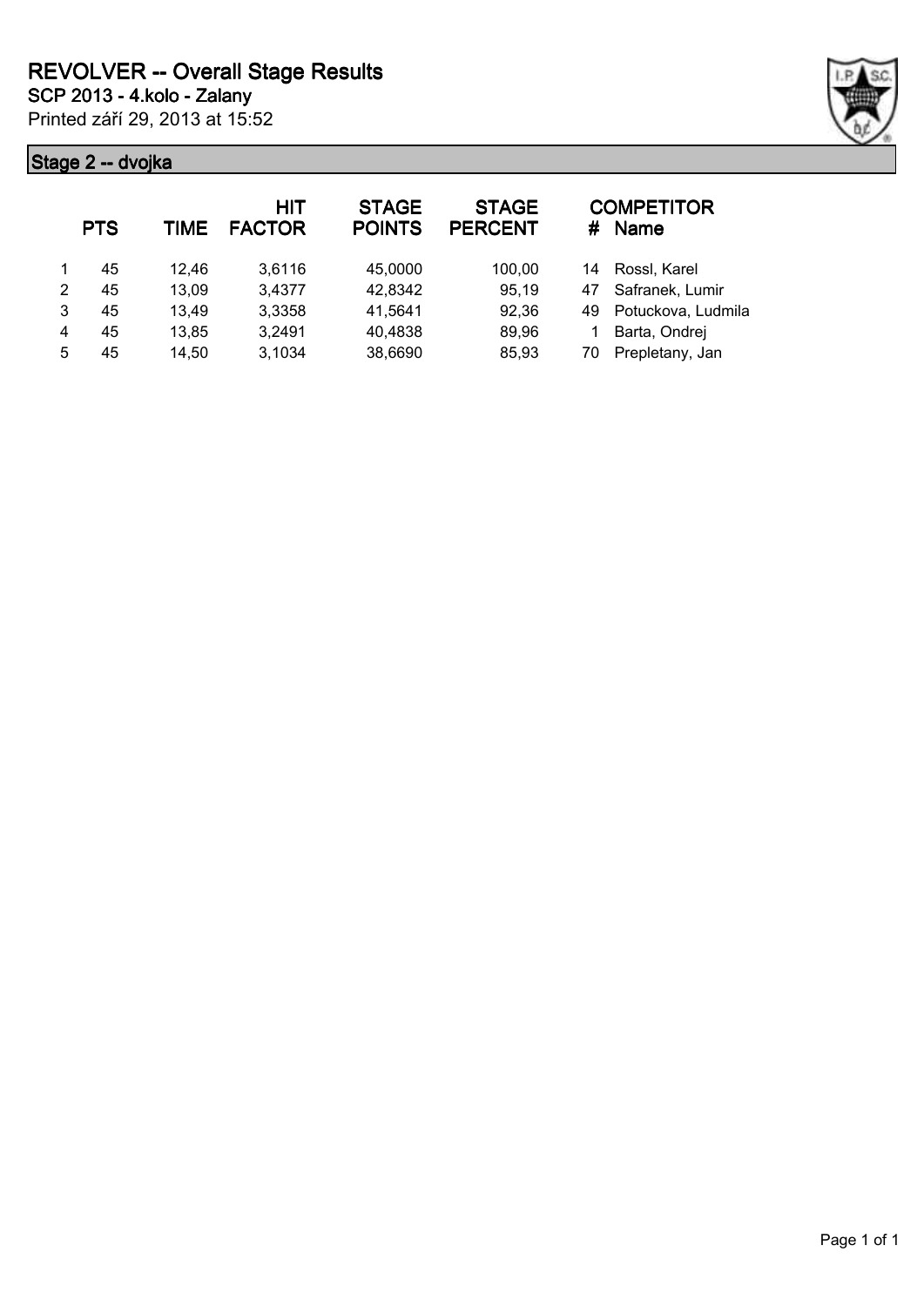# REVOLVER -- Overall Stage Results

**SCP 2013 - 4.kolo - Zalany**

Printed září 29, 2013 at 15:52

## Stage 2 -- dvojka

| | PTS | TIME | HIT FACTOR | STAGE POINTS | STAGE PERCENT | # | COMPETITOR Name |
|---|---|---|---|---|---|---|---|
| 1 | 45 | 12,46 | 3,6116 | 45,0000 | 100,00 | 14 | Rossl, Karel |
| 2 | 45 | 13,09 | 3,4377 | 42,8342 | 95,19 | 47 | Safranek, Lumir |
| 3 | 45 | 13,49 | 3,3358 | 41,5641 | 92,36 | 49 | Potuckova, Ludmila |
| 4 | 45 | 13,85 | 3,2491 | 40,4838 | 89,96 | 1 | Barta, Ondrej |
| 5 | 45 | 14,50 | 3,1034 | 38,6690 | 85,93 | 70 | Prepletany, Jan |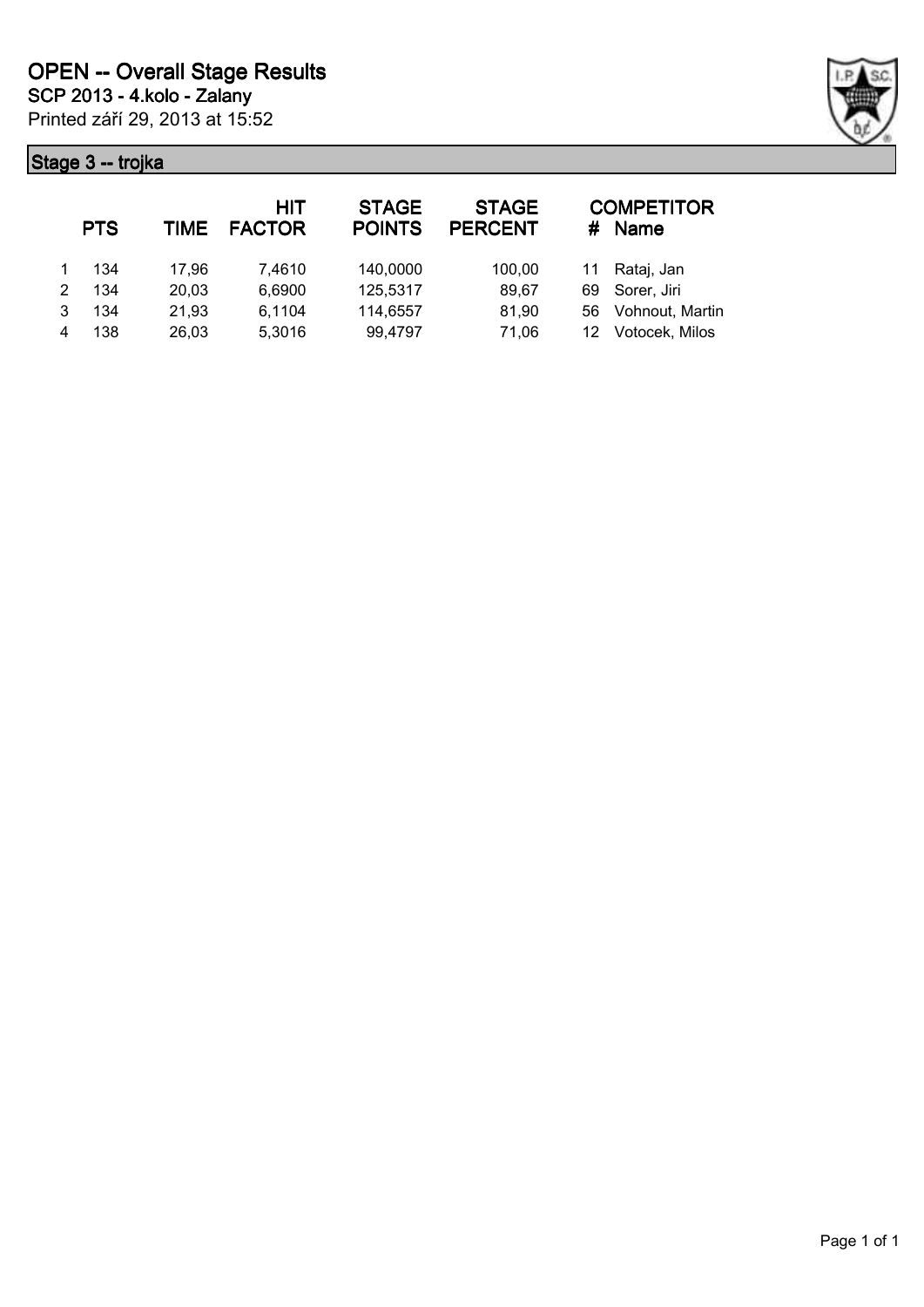# OPEN -- Overall Stage Results

**SCP 2013 - 4.kolo - Zalany**

Printed září 29, 2013 at 15:52

## Stage 3 -- trojka

| | PTS | TIME | HIT FACTOR | STAGE POINTS | STAGE PERCENT | # | COMPETITOR Name |
|---|---|---|---|---|---|---|---|
| 1 | 134 | 17,96 | 7,4610 | 140,0000 | 100,00 | 11 | Rataj, Jan |
| 2 | 134 | 20,03 | 6,6900 | 125,5317 | 89,67 | 69 | Sorer, Jiri |
| 3 | 134 | 21,93 | 6,1104 | 114,6557 | 81,90 | 56 | Vohnout, Martin |
| 4 | 138 | 26,03 | 5,3016 | 99,4797 | 71,06 | 12 | Votocek, Milos |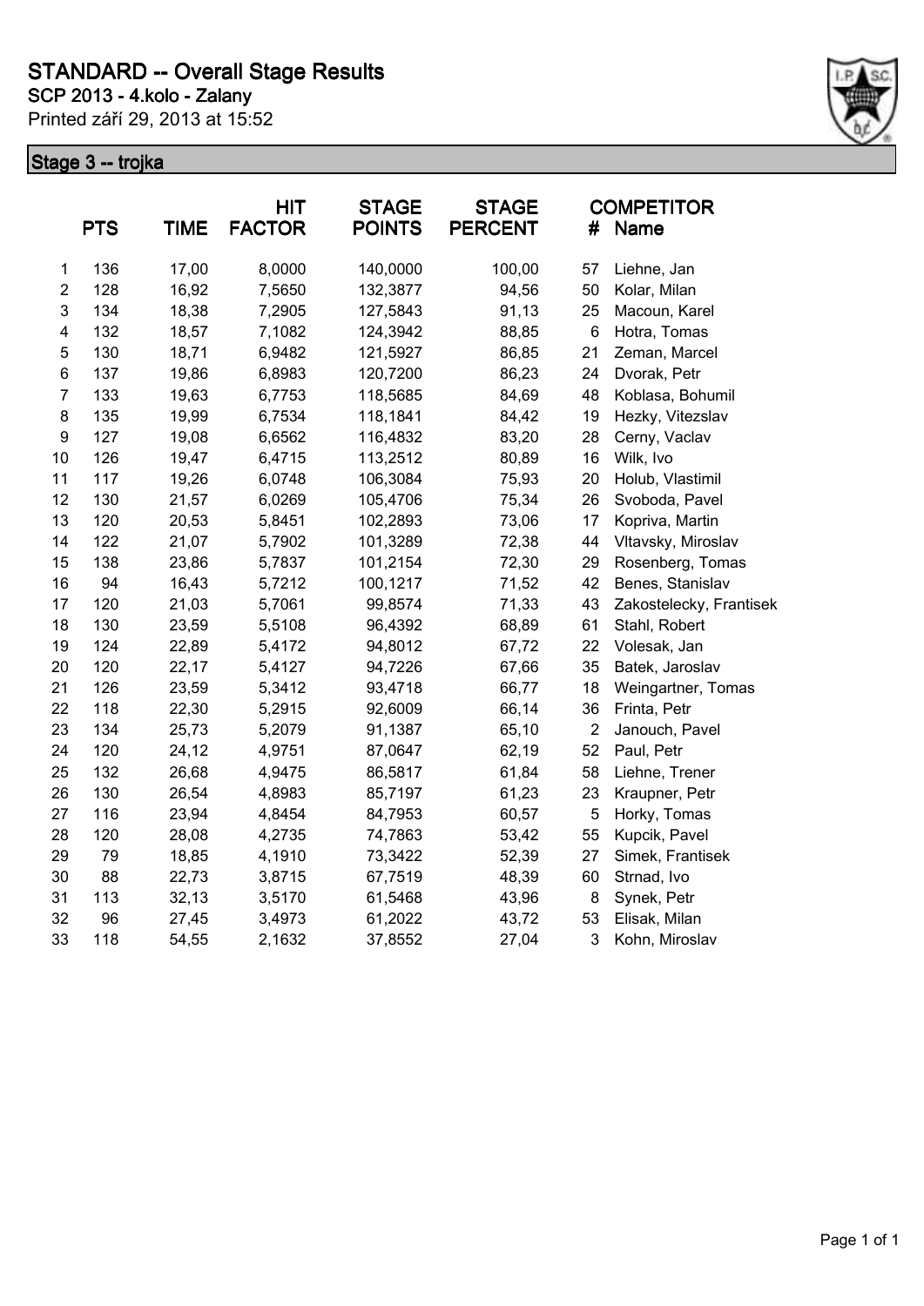# STANDARD -- Overall Stage Results

## SCP 2013 - 4.kolo - Zalany

Printed září 29, 2013 at 15:52

### Stage 3 -- trojka

| | PTS | TIME | HIT FACTOR | STAGE POINTS | STAGE PERCENT | # | COMPETITOR Name |
|---|---|---|---|---|---|---|---|
| 1 | 136 | 17,00 | 8,0000 | 140,0000 | 100,00 | 57 | Liehne, Jan |
| 2 | 128 | 16,92 | 7,5650 | 132,3877 | 94,56 | 50 | Kolar, Milan |
| 3 | 134 | 18,38 | 7,2905 | 127,5843 | 91,13 | 25 | Macoun, Karel |
| 4 | 132 | 18,57 | 7,1082 | 124,3942 | 88,85 | 6 | Hotra, Tomas |
| 5 | 130 | 18,71 | 6,9482 | 121,5927 | 86,85 | 21 | Zeman, Marcel |
| 6 | 137 | 19,86 | 6,8983 | 120,7200 | 86,23 | 24 | Dvorak, Petr |
| 7 | 133 | 19,63 | 6,7753 | 118,5685 | 84,69 | 48 | Koblasa, Bohumil |
| 8 | 135 | 19,99 | 6,7534 | 118,1841 | 84,42 | 19 | Hezky, Vitezslav |
| 9 | 127 | 19,08 | 6,6562 | 116,4832 | 83,20 | 28 | Cerny, Vaclav |
| 10 | 126 | 19,47 | 6,4715 | 113,2512 | 80,89 | 16 | Wilk, Ivo |
| 11 | 117 | 19,26 | 6,0748 | 106,3084 | 75,93 | 20 | Holub, Vlastimil |
| 12 | 130 | 21,57 | 6,0269 | 105,4706 | 75,34 | 26 | Svoboda, Pavel |
| 13 | 120 | 20,53 | 5,8451 | 102,2893 | 73,06 | 17 | Kopriva, Martin |
| 14 | 122 | 21,07 | 5,7902 | 101,3289 | 72,38 | 44 | Vltavsky, Miroslav |
| 15 | 138 | 23,86 | 5,7837 | 101,2154 | 72,30 | 29 | Rosenberg, Tomas |
| 16 | 94 | 16,43 | 5,7212 | 100,1217 | 71,52 | 42 | Benes, Stanislav |
| 17 | 120 | 21,03 | 5,7061 | 99,8574 | 71,33 | 43 | Zakostelecky, Frantisek |
| 18 | 130 | 23,59 | 5,5108 | 96,4392 | 68,89 | 61 | Stahl, Robert |
| 19 | 124 | 22,89 | 5,4172 | 94,8012 | 67,72 | 22 | Volesak, Jan |
| 20 | 120 | 22,17 | 5,4127 | 94,7226 | 67,66 | 35 | Batek, Jaroslav |
| 21 | 126 | 23,59 | 5,3412 | 93,4718 | 66,77 | 18 | Weingartner, Tomas |
| 22 | 118 | 22,30 | 5,2915 | 92,6009 | 66,14 | 36 | Frinta, Petr |
| 23 | 134 | 25,73 | 5,2079 | 91,1387 | 65,10 | 2 | Janouch, Pavel |
| 24 | 120 | 24,12 | 4,9751 | 87,0647 | 62,19 | 52 | Paul, Petr |
| 25 | 132 | 26,68 | 4,9475 | 86,5817 | 61,84 | 58 | Liehne, Trener |
| 26 | 130 | 26,54 | 4,8983 | 85,7197 | 61,23 | 23 | Kraupner, Petr |
| 27 | 116 | 23,94 | 4,8454 | 84,7953 | 60,57 | 5 | Horky, Tomas |
| 28 | 120 | 28,08 | 4,2735 | 74,7863 | 53,42 | 55 | Kupcik, Pavel |
| 29 | 79 | 18,85 | 4,1910 | 73,3422 | 52,39 | 27 | Simek, Frantisek |
| 30 | 88 | 22,73 | 3,8715 | 67,7519 | 48,39 | 60 | Strnad, Ivo |
| 31 | 113 | 32,13 | 3,5170 | 61,5468 | 43,96 | 8 | Synek, Petr |
| 32 | 96 | 27,45 | 3,4973 | 61,2022 | 43,72 | 53 | Elisak, Milan |
| 33 | 118 | 54,55 | 2,1632 | 37,8552 | 27,04 | 3 | Kohn, Miroslav |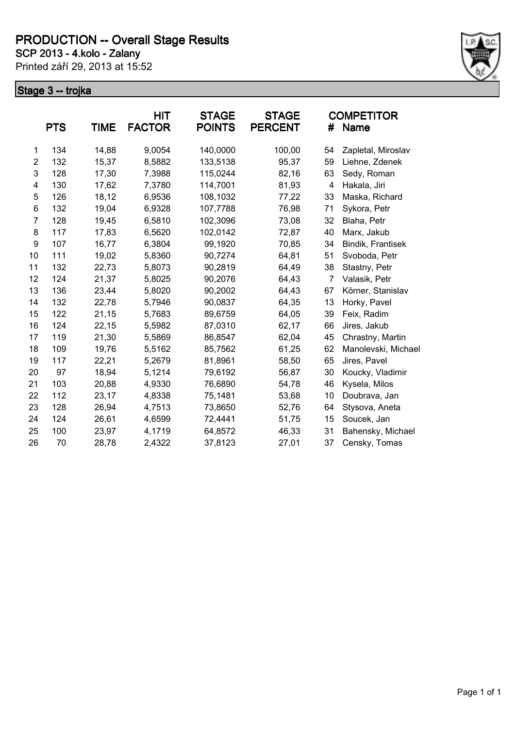# PRODUCTION -- Overall Stage Results

**SCP 2013 - 4.kolo - Zalany**

Printed září 29, 2013 at 15:52

## Stage 3 -- trojka

| | PTS | TIME | HIT FACTOR | STAGE POINTS | STAGE PERCENT | # | COMPETITOR Name |
|---|---|---|---|---|---|---|---|
| 1 | 134 | 14,88 | 9,0054 | 140,0000 | 100,00 | 54 | Zapletal, Miroslav |
| 2 | 132 | 15,37 | 8,5882 | 133,5138 | 95,37 | 59 | Liehne, Zdenek |
| 3 | 128 | 17,30 | 7,3988 | 115,0244 | 82,16 | 63 | Sedy, Roman |
| 4 | 130 | 17,62 | 7,3780 | 114,7001 | 81,93 | 4 | Hakala, Jiri |
| 5 | 126 | 18,12 | 6,9536 | 108,1032 | 77,22 | 33 | Maska, Richard |
| 6 | 132 | 19,04 | 6,9328 | 107,7788 | 76,98 | 71 | Sykora, Petr |
| 7 | 128 | 19,45 | 6,5810 | 102,3096 | 73,08 | 32 | Blaha, Petr |
| 8 | 117 | 17,83 | 6,5620 | 102,0142 | 72,87 | 40 | Marx, Jakub |
| 9 | 107 | 16,77 | 6,3804 | 99,1920 | 70,85 | 34 | Bindik, Frantisek |
| 10 | 111 | 19,02 | 5,8360 | 90,7274 | 64,81 | 51 | Svoboda, Petr |
| 11 | 132 | 22,73 | 5,8073 | 90,2819 | 64,49 | 38 | Stastny, Petr |
| 12 | 124 | 21,37 | 5,8025 | 90,2076 | 64,43 | 7 | Valasik, Petr |
| 13 | 136 | 23,44 | 5,8020 | 90,2002 | 64,43 | 67 | Körner, Stanislav |
| 14 | 132 | 22,78 | 5,7946 | 90,0837 | 64,35 | 13 | Horky, Pavel |
| 15 | 122 | 21,15 | 5,7683 | 89,6759 | 64,05 | 39 | Feix, Radim |
| 16 | 124 | 22,15 | 5,5982 | 87,0310 | 62,17 | 66 | Jires, Jakub |
| 17 | 119 | 21,30 | 5,5869 | 86,8547 | 62,04 | 45 | Chrastny, Martin |
| 18 | 109 | 19,76 | 5,5162 | 85,7562 | 61,25 | 62 | Manolevski, Michael |
| 19 | 117 | 22,21 | 5,2679 | 81,8961 | 58,50 | 65 | Jires, Pavel |
| 20 | 97 | 18,94 | 5,1214 | 79,6192 | 56,87 | 30 | Koucky, Vladimir |
| 21 | 103 | 20,88 | 4,9330 | 76,6890 | 54,78 | 46 | Kysela, Milos |
| 22 | 112 | 23,17 | 4,8338 | 75,1481 | 53,68 | 10 | Doubrava, Jan |
| 23 | 128 | 26,94 | 4,7513 | 73,8650 | 52,76 | 64 | Stysova, Aneta |
| 24 | 124 | 26,61 | 4,6599 | 72,4441 | 51,75 | 15 | Soucek, Jan |
| 25 | 100 | 23,97 | 4,1719 | 64,8572 | 46,33 | 31 | Bahensky, Michael |
| 26 | 70 | 28,78 | 2,4322 | 37,8123 | 27,01 | 37 | Censky, Tomas |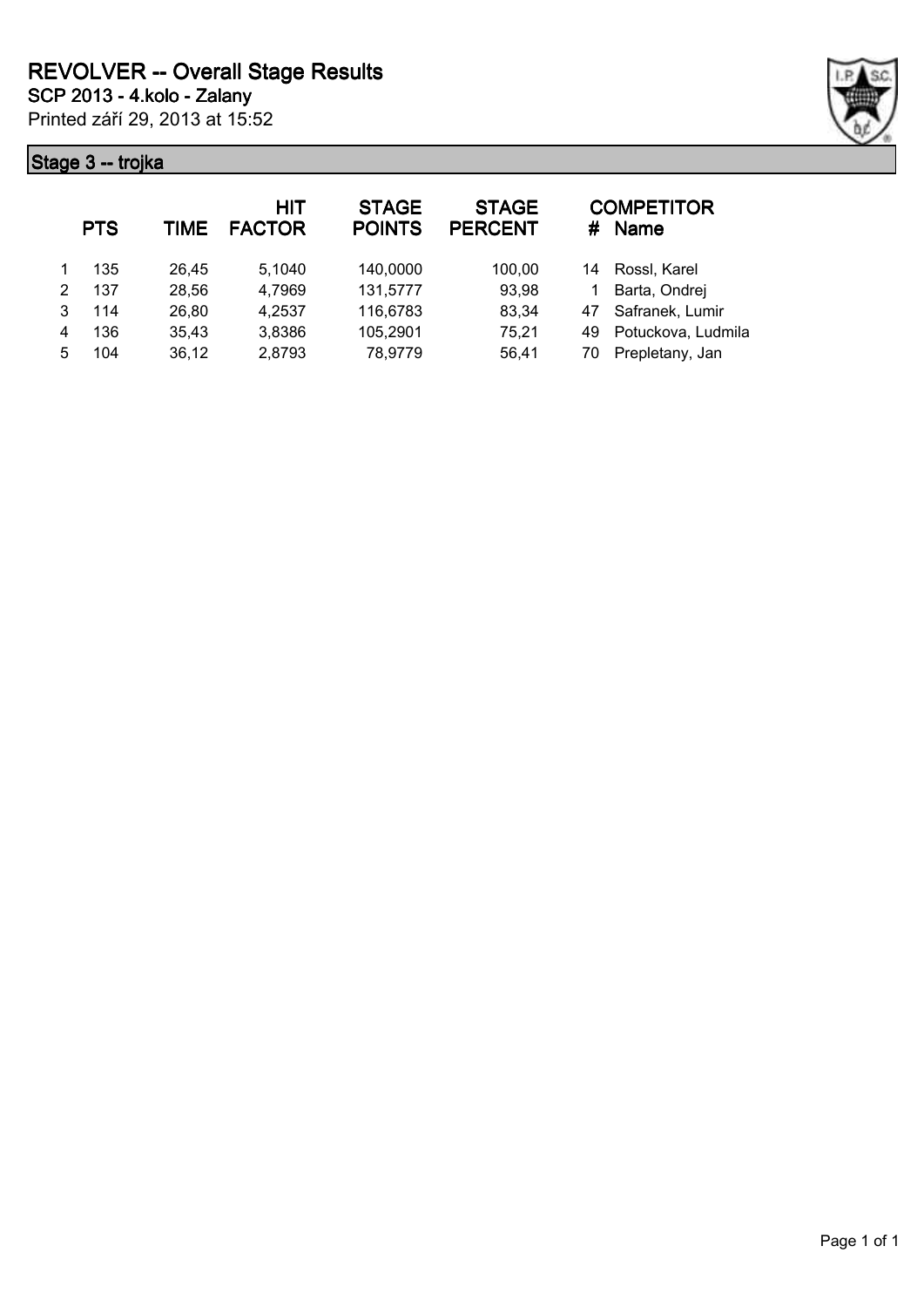# REVOLVER -- Overall Stage Results

**SCP 2013 - 4.kolo - Zalany**

Printed září 29, 2013 at 15:52

## Stage 3 -- trojka

| | PTS | TIME | HIT FACTOR | STAGE POINTS | STAGE PERCENT | # | COMPETITOR Name |
|---|---|---|---|---|---|---|---|
| 1 | 135 | 26,45 | 5,1040 | 140,0000 | 100,00 | 14 | Rossl, Karel |
| 2 | 137 | 28,56 | 4,7969 | 131,5777 | 93,98 | 1 | Barta, Ondrej |
| 3 | 114 | 26,80 | 4,2537 | 116,6783 | 83,34 | 47 | Safranek, Lumir |
| 4 | 136 | 35,43 | 3,8386 | 105,2901 | 75,21 | 49 | Potuckova, Ludmila |
| 5 | 104 | 36,12 | 2,8793 | 78,9779 | 56,41 | 70 | Prepletany, Jan |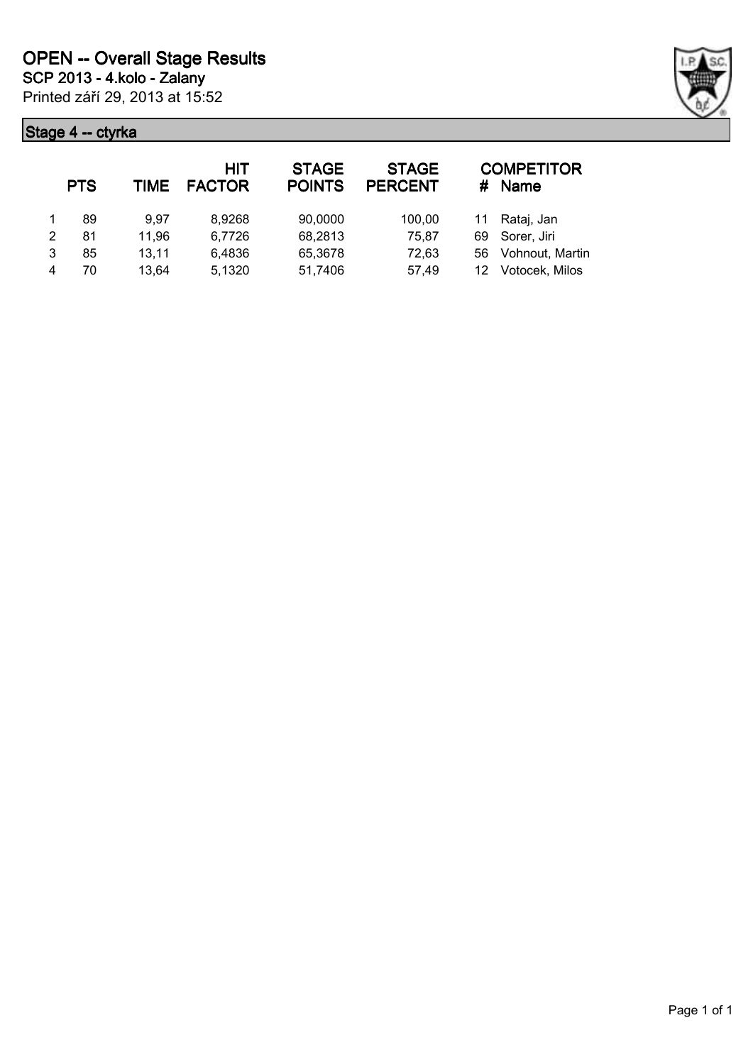# OPEN -- Overall Stage Results

**SCP 2013 - 4.kolo - Zalany**

Printed září 29, 2013 at 15:52

## Stage 4 -- ctyrka

| | PTS | TIME | HIT FACTOR | STAGE POINTS | STAGE PERCENT | # | COMPETITOR Name |
|---|---|---|---|---|---|---|---|
| 1 | 89 | 9,97 | 8,9268 | 90,0000 | 100,00 | 11 | Rataj, Jan |
| 2 | 81 | 11,96 | 6,7726 | 68,2813 | 75,87 | 69 | Sorer, Jiri |
| 3 | 85 | 13,11 | 6,4836 | 65,3678 | 72,63 | 56 | Vohnout, Martin |
| 4 | 70 | 13,64 | 5,1320 | 51,7406 | 57,49 | 12 | Votocek, Milos |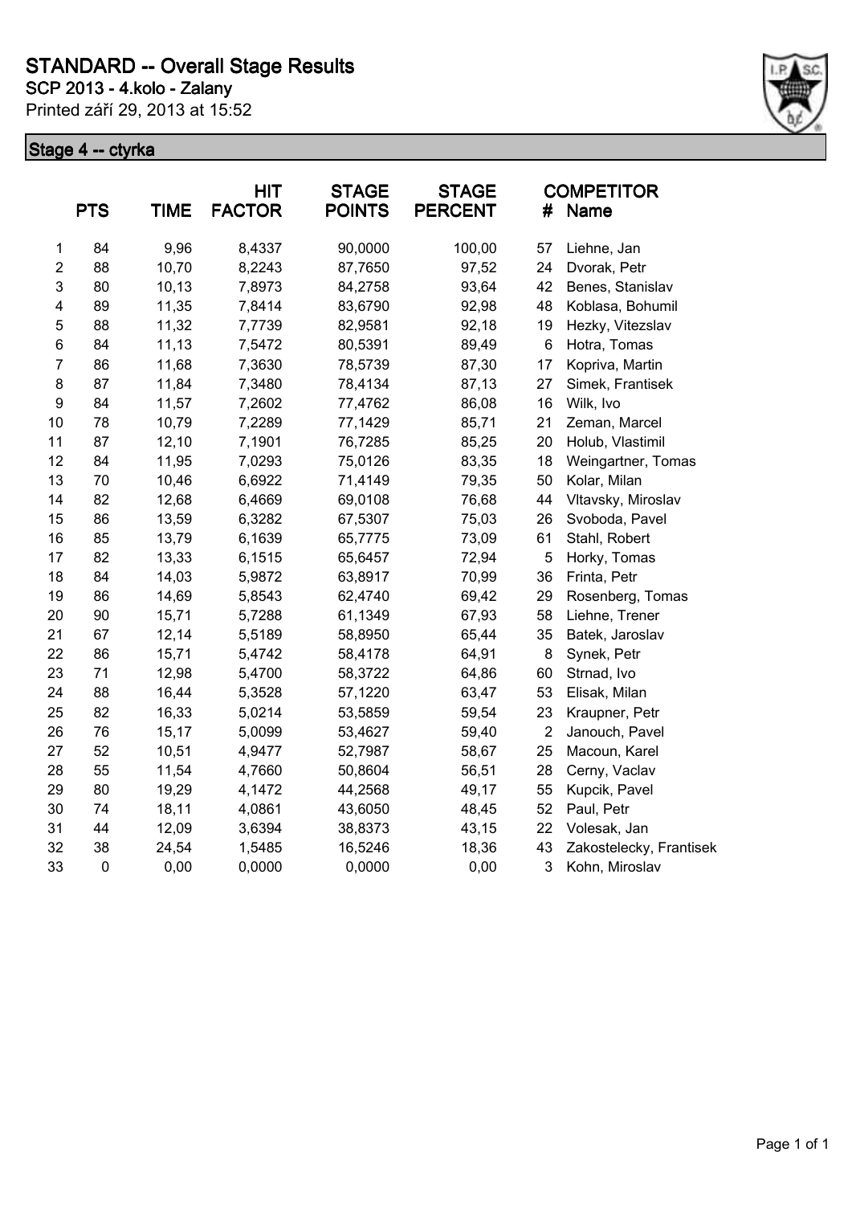# STANDARD -- Overall Stage Results

## SCP 2013 - 4.kolo - Zalany

Printed září 29, 2013 at 15:52

### Stage 4 -- ctyrka

| | PTS | TIME | HIT FACTOR | STAGE POINTS | STAGE PERCENT | # | COMPETITOR Name |
|---|---|---|---|---|---|---|---|
| 1 | 84 | 9,96 | 8,4337 | 90,0000 | 100,00 | 57 | Liehne, Jan |
| 2 | 88 | 10,70 | 8,2243 | 87,7650 | 97,52 | 24 | Dvorak, Petr |
| 3 | 80 | 10,13 | 7,8973 | 84,2758 | 93,64 | 42 | Benes, Stanislav |
| 4 | 89 | 11,35 | 7,8414 | 83,6790 | 92,98 | 48 | Koblasa, Bohumil |
| 5 | 88 | 11,32 | 7,7739 | 82,9581 | 92,18 | 19 | Hezky, Vitezslav |
| 6 | 84 | 11,13 | 7,5472 | 80,5391 | 89,49 | 6 | Hotra, Tomas |
| 7 | 86 | 11,68 | 7,3630 | 78,5739 | 87,30 | 17 | Kopriva, Martin |
| 8 | 87 | 11,84 | 7,3480 | 78,4134 | 87,13 | 27 | Simek, Frantisek |
| 9 | 84 | 11,57 | 7,2602 | 77,4762 | 86,08 | 16 | Wilk, Ivo |
| 10 | 78 | 10,79 | 7,2289 | 77,1429 | 85,71 | 21 | Zeman, Marcel |
| 11 | 87 | 12,10 | 7,1901 | 76,7285 | 85,25 | 20 | Holub, Vlastimil |
| 12 | 84 | 11,95 | 7,0293 | 75,0126 | 83,35 | 18 | Weingartner, Tomas |
| 13 | 70 | 10,46 | 6,6922 | 71,4149 | 79,35 | 50 | Kolar, Milan |
| 14 | 82 | 12,68 | 6,4669 | 69,0108 | 76,68 | 44 | Vltavsky, Miroslav |
| 15 | 86 | 13,59 | 6,3282 | 67,5307 | 75,03 | 26 | Svoboda, Pavel |
| 16 | 85 | 13,79 | 6,1639 | 65,7775 | 73,09 | 61 | Stahl, Robert |
| 17 | 82 | 13,33 | 6,1515 | 65,6457 | 72,94 | 5 | Horky, Tomas |
| 18 | 84 | 14,03 | 5,9872 | 63,8917 | 70,99 | 36 | Frinta, Petr |
| 19 | 86 | 14,69 | 5,8543 | 62,4740 | 69,42 | 29 | Rosenberg, Tomas |
| 20 | 90 | 15,71 | 5,7288 | 61,1349 | 67,93 | 58 | Liehne, Trener |
| 21 | 67 | 12,14 | 5,5189 | 58,8950 | 65,44 | 35 | Batek, Jaroslav |
| 22 | 86 | 15,71 | 5,4742 | 58,4178 | 64,91 | 8 | Synek, Petr |
| 23 | 71 | 12,98 | 5,4700 | 58,3722 | 64,86 | 60 | Strnad, Ivo |
| 24 | 88 | 16,44 | 5,3528 | 57,1220 | 63,47 | 53 | Elisak, Milan |
| 25 | 82 | 16,33 | 5,0214 | 53,5859 | 59,54 | 23 | Kraupner, Petr |
| 26 | 76 | 15,17 | 5,0099 | 53,4627 | 59,40 | 2 | Janouch, Pavel |
| 27 | 52 | 10,51 | 4,9477 | 52,7987 | 58,67 | 25 | Macoun, Karel |
| 28 | 55 | 11,54 | 4,7660 | 50,8604 | 56,51 | 28 | Cerny, Vaclav |
| 29 | 80 | 19,29 | 4,1472 | 44,2568 | 49,17 | 55 | Kupcik, Pavel |
| 30 | 74 | 18,11 | 4,0861 | 43,6050 | 48,45 | 52 | Paul, Petr |
| 31 | 44 | 12,09 | 3,6394 | 38,8373 | 43,15 | 22 | Volesak, Jan |
| 32 | 38 | 24,54 | 1,5485 | 16,5246 | 18,36 | 43 | Zakostelecky, Frantisek |
| 33 | 0 | 0,00 | 0,0000 | 0,0000 | 0,00 | 3 | Kohn, Miroslav |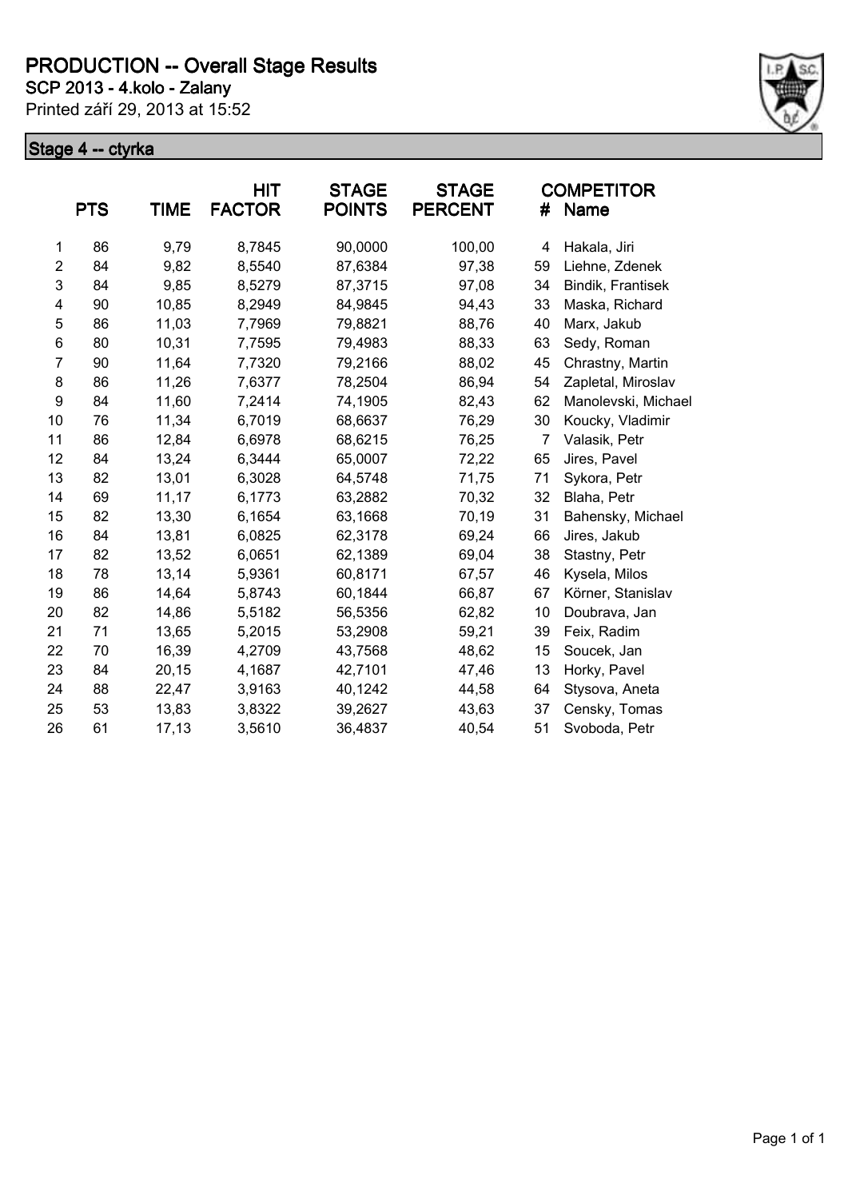# PRODUCTION -- Overall Stage Results

**SCP 2013 - 4.kolo - Zalany**

Printed září 29, 2013 at 15:52

## Stage 4 -- ctyrka

| | PTS | TIME | HIT FACTOR | STAGE POINTS | STAGE PERCENT | # | COMPETITOR Name |
|---|---|---|---|---|---|---|---|
| 1 | 86 | 9,79 | 8,7845 | 90,0000 | 100,00 | 4 | Hakala, Jiri |
| 2 | 84 | 9,82 | 8,5540 | 87,6384 | 97,38 | 59 | Liehne, Zdenek |
| 3 | 84 | 9,85 | 8,5279 | 87,3715 | 97,08 | 34 | Bindik, Frantisek |
| 4 | 90 | 10,85 | 8,2949 | 84,9845 | 94,43 | 33 | Maska, Richard |
| 5 | 86 | 11,03 | 7,7969 | 79,8821 | 88,76 | 40 | Marx, Jakub |
| 6 | 80 | 10,31 | 7,7595 | 79,4983 | 88,33 | 63 | Sedy, Roman |
| 7 | 90 | 11,64 | 7,7320 | 79,2166 | 88,02 | 45 | Chrastny, Martin |
| 8 | 86 | 11,26 | 7,6377 | 78,2504 | 86,94 | 54 | Zapletal, Miroslav |
| 9 | 84 | 11,60 | 7,2414 | 74,1905 | 82,43 | 62 | Manolevski, Michael |
| 10 | 76 | 11,34 | 6,7019 | 68,6637 | 76,29 | 30 | Koucky, Vladimir |
| 11 | 86 | 12,84 | 6,6978 | 68,6215 | 76,25 | 7 | Valasik, Petr |
| 12 | 84 | 13,24 | 6,3444 | 65,0007 | 72,22 | 65 | Jires, Pavel |
| 13 | 82 | 13,01 | 6,3028 | 64,5748 | 71,75 | 71 | Sykora, Petr |
| 14 | 69 | 11,17 | 6,1773 | 63,2882 | 70,32 | 32 | Blaha, Petr |
| 15 | 82 | 13,30 | 6,1654 | 63,1668 | 70,19 | 31 | Bahensky, Michael |
| 16 | 84 | 13,81 | 6,0825 | 62,3178 | 69,24 | 66 | Jires, Jakub |
| 17 | 82 | 13,52 | 6,0651 | 62,1389 | 69,04 | 38 | Stastny, Petr |
| 18 | 78 | 13,14 | 5,9361 | 60,8171 | 67,57 | 46 | Kysela, Milos |
| 19 | 86 | 14,64 | 5,8743 | 60,1844 | 66,87 | 67 | Körner, Stanislav |
| 20 | 82 | 14,86 | 5,5182 | 56,5356 | 62,82 | 10 | Doubrava, Jan |
| 21 | 71 | 13,65 | 5,2015 | 53,2908 | 59,21 | 39 | Feix, Radim |
| 22 | 70 | 16,39 | 4,2709 | 43,7568 | 48,62 | 15 | Soucek, Jan |
| 23 | 84 | 20,15 | 4,1687 | 42,7101 | 47,46 | 13 | Horky, Pavel |
| 24 | 88 | 22,47 | 3,9163 | 40,1242 | 44,58 | 64 | Stysova, Aneta |
| 25 | 53 | 13,83 | 3,8322 | 39,2627 | 43,63 | 37 | Censky, Tomas |
| 26 | 61 | 17,13 | 3,5610 | 36,4837 | 40,54 | 51 | Svoboda, Petr |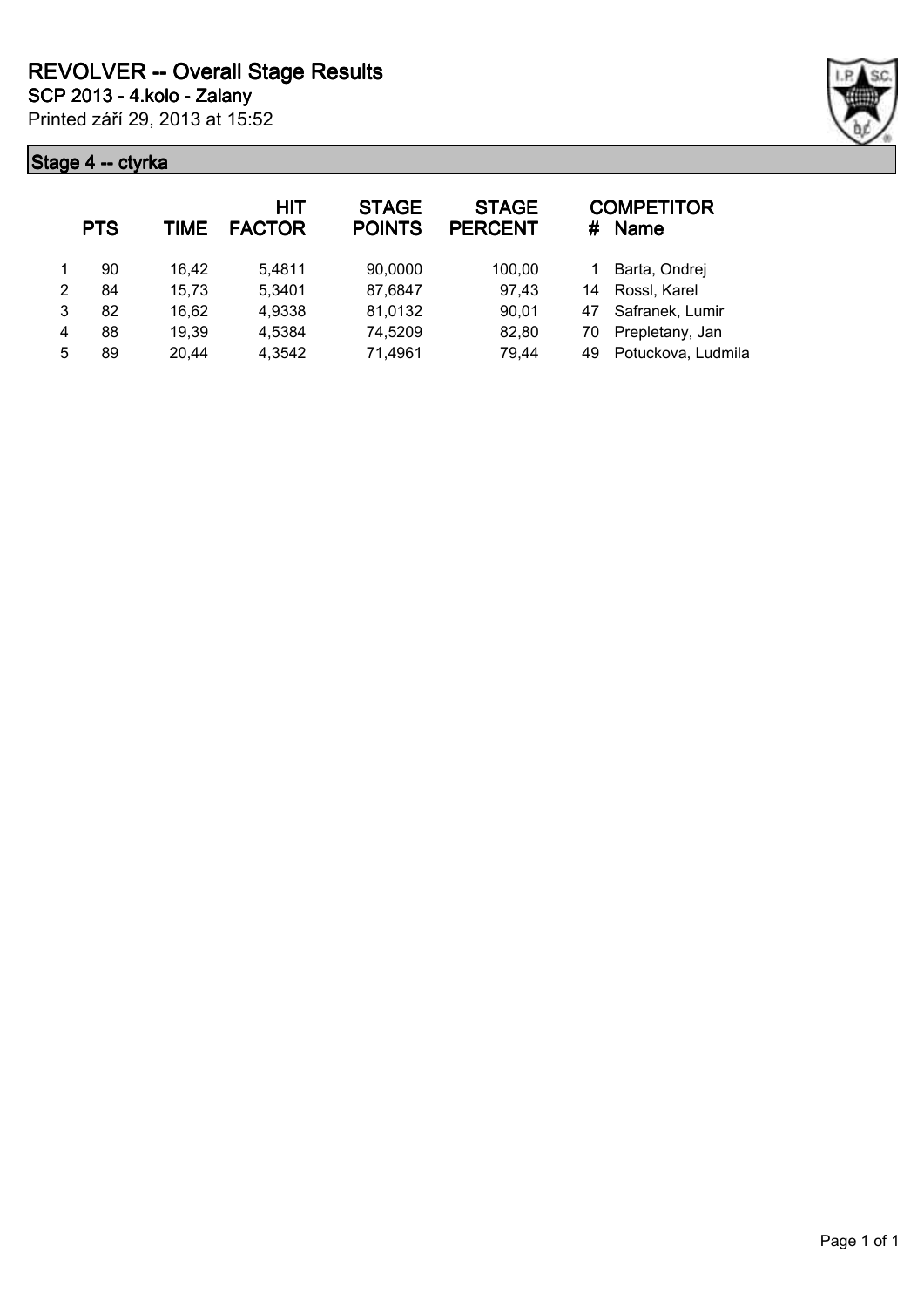# REVOLVER -- Overall Stage Results

**SCP 2013 - 4.kolo - Zalany**

Printed září 29, 2013 at 15:52

## Stage 4 -- ctyrka

| | PTS | TIME | HIT FACTOR | STAGE POINTS | STAGE PERCENT | # | COMPETITOR Name |
|---|---|---|---|---|---|---|---|
| 1 | 90 | 16,42 | 5,4811 | 90,0000 | 100,00 | 1 | Barta, Ondrej |
| 2 | 84 | 15,73 | 5,3401 | 87,6847 | 97,43 | 14 | Rossl, Karel |
| 3 | 82 | 16,62 | 4,9338 | 81,0132 | 90,01 | 47 | Safranek, Lumir |
| 4 | 88 | 19,39 | 4,5384 | 74,5209 | 82,80 | 70 | Prepletany, Jan |
| 5 | 89 | 20,44 | 4,3542 | 71,4961 | 79,44 | 49 | Potuckova, Ludmila |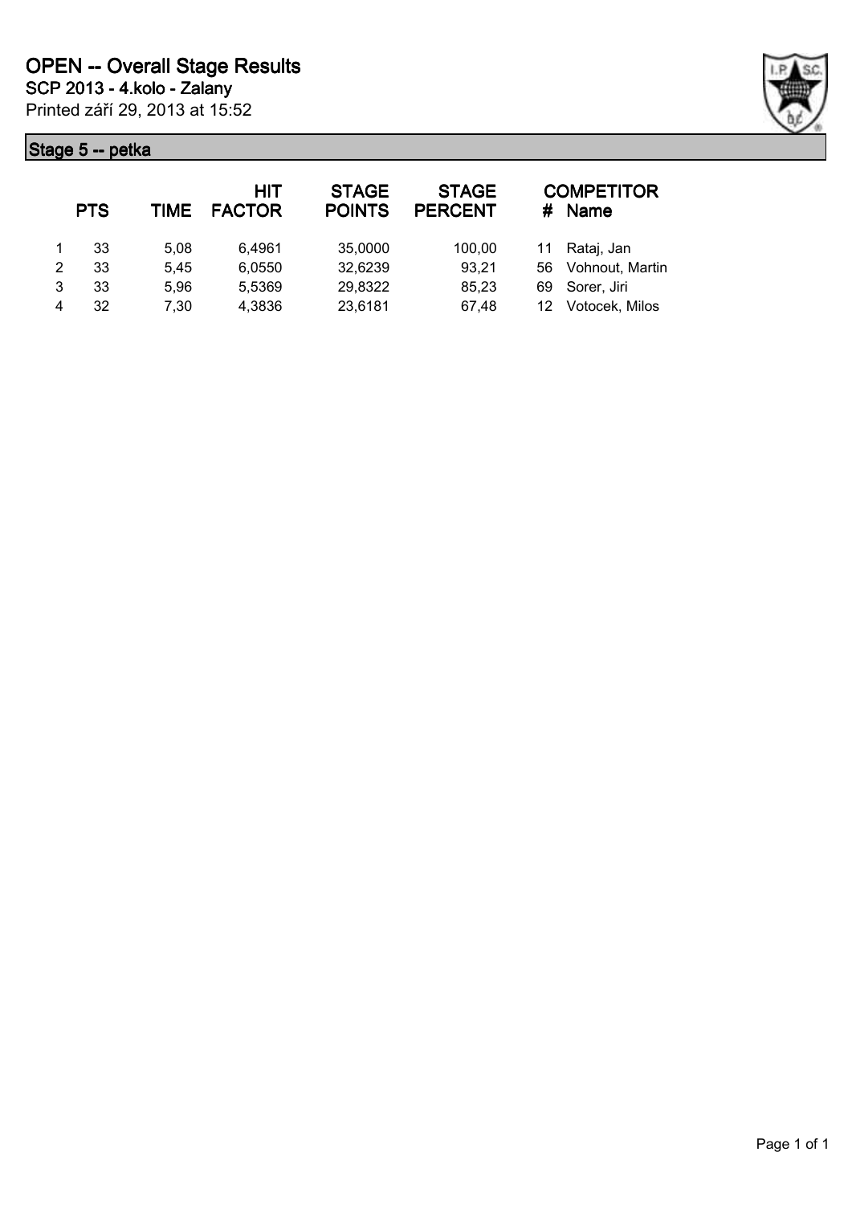# OPEN -- Overall Stage Results

**SCP 2013 - 4.kolo - Zalany**

Printed září 29, 2013 at 15:52

## Stage 5 -- petka

| | PTS | TIME | HIT FACTOR | STAGE POINTS | STAGE PERCENT | # | COMPETITOR Name |
|---|---|---|---|---|---|---|---|
| 1 | 33 | 5,08 | 6,4961 | 35,0000 | 100,00 | 11 | Rataj, Jan |
| 2 | 33 | 5,45 | 6,0550 | 32,6239 | 93,21 | 56 | Vohnout, Martin |
| 3 | 33 | 5,96 | 5,5369 | 29,8322 | 85,23 | 69 | Sorer, Jiri |
| 4 | 32 | 7,30 | 4,3836 | 23,6181 | 67,48 | 12 | Votocek, Milos |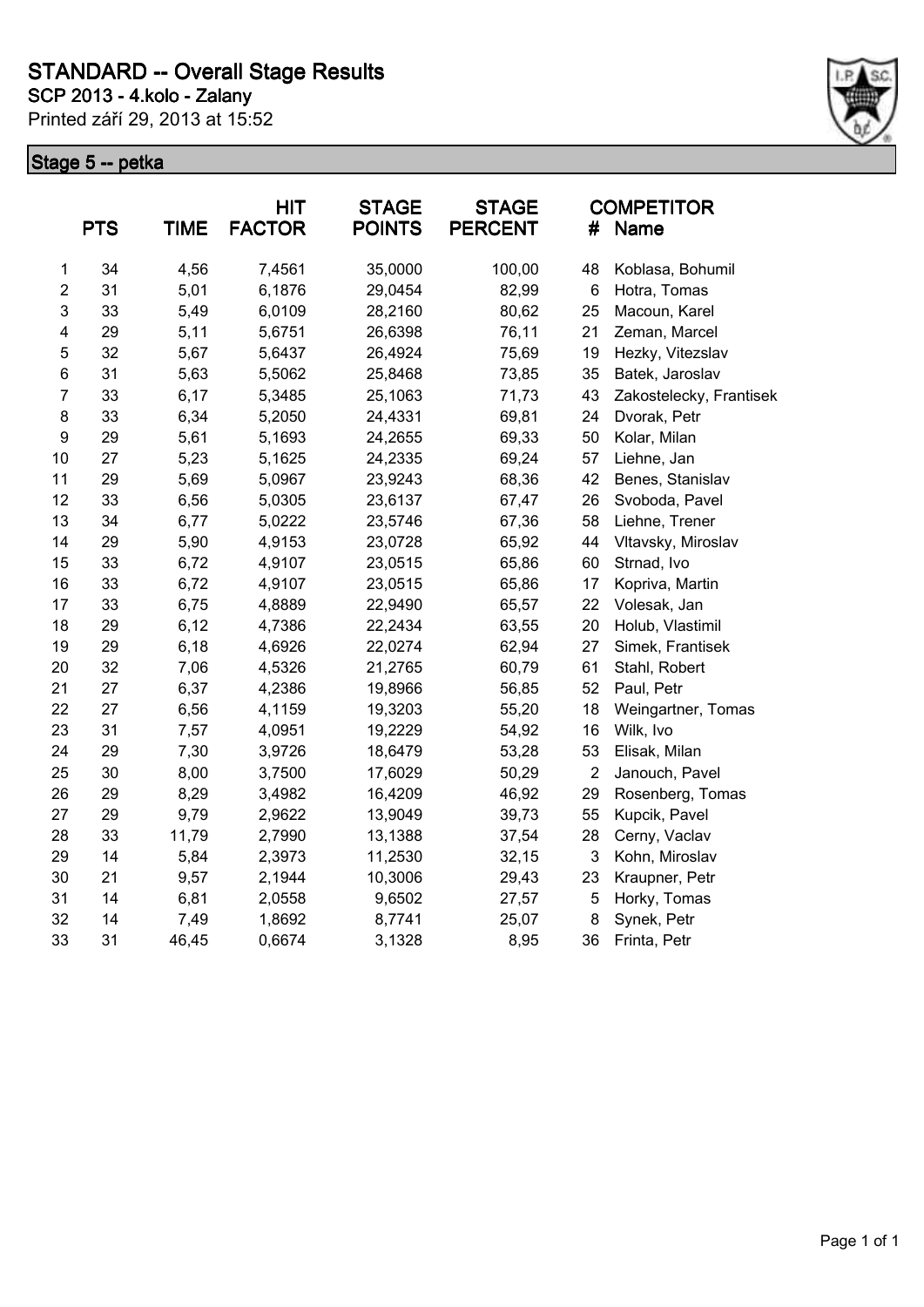# STANDARD -- Overall Stage Results

**SCP 2013 - 4.kolo - Zalany**

Printed září 29, 2013 at 15:52

## Stage 5 -- petka

| | PTS | TIME | HIT FACTOR | STAGE POINTS | STAGE PERCENT | # | COMPETITOR Name |
|---|---|---|---|---|---|---|---|
| 1 | 34 | 4,56 | 7,4561 | 35,0000 | 100,00 | 48 | Koblasa, Bohumil |
| 2 | 31 | 5,01 | 6,1876 | 29,0454 | 82,99 | 6 | Hotra, Tomas |
| 3 | 33 | 5,49 | 6,0109 | 28,2160 | 80,62 | 25 | Macoun, Karel |
| 4 | 29 | 5,11 | 5,6751 | 26,6398 | 76,11 | 21 | Zeman, Marcel |
| 5 | 32 | 5,67 | 5,6437 | 26,4924 | 75,69 | 19 | Hezky, Vitezslav |
| 6 | 31 | 5,63 | 5,5062 | 25,8468 | 73,85 | 35 | Batek, Jaroslav |
| 7 | 33 | 6,17 | 5,3485 | 25,1063 | 71,73 | 43 | Zakostelecky, Frantisek |
| 8 | 33 | 6,34 | 5,2050 | 24,4331 | 69,81 | 24 | Dvorak, Petr |
| 9 | 29 | 5,61 | 5,1693 | 24,2655 | 69,33 | 50 | Kolar, Milan |
| 10 | 27 | 5,23 | 5,1625 | 24,2335 | 69,24 | 57 | Liehne, Jan |
| 11 | 29 | 5,69 | 5,0967 | 23,9243 | 68,36 | 42 | Benes, Stanislav |
| 12 | 33 | 6,56 | 5,0305 | 23,6137 | 67,47 | 26 | Svoboda, Pavel |
| 13 | 34 | 6,77 | 5,0222 | 23,5746 | 67,36 | 58 | Liehne, Trener |
| 14 | 29 | 5,90 | 4,9153 | 23,0728 | 65,92 | 44 | Vltavsky, Miroslav |
| 15 | 33 | 6,72 | 4,9107 | 23,0515 | 65,86 | 60 | Strnad, Ivo |
| 16 | 33 | 6,72 | 4,9107 | 23,0515 | 65,86 | 17 | Kopriva, Martin |
| 17 | 33 | 6,75 | 4,8889 | 22,9490 | 65,57 | 22 | Volesak, Jan |
| 18 | 29 | 6,12 | 4,7386 | 22,2434 | 63,55 | 20 | Holub, Vlastimil |
| 19 | 29 | 6,18 | 4,6926 | 22,0274 | 62,94 | 27 | Simek, Frantisek |
| 20 | 32 | 7,06 | 4,5326 | 21,2765 | 60,79 | 61 | Stahl, Robert |
| 21 | 27 | 6,37 | 4,2386 | 19,8966 | 56,85 | 52 | Paul, Petr |
| 22 | 27 | 6,56 | 4,1159 | 19,3203 | 55,20 | 18 | Weingartner, Tomas |
| 23 | 31 | 7,57 | 4,0951 | 19,2229 | 54,92 | 16 | Wilk, Ivo |
| 24 | 29 | 7,30 | 3,9726 | 18,6479 | 53,28 | 53 | Elisak, Milan |
| 25 | 30 | 8,00 | 3,7500 | 17,6029 | 50,29 | 2 | Janouch, Pavel |
| 26 | 29 | 8,29 | 3,4982 | 16,4209 | 46,92 | 29 | Rosenberg, Tomas |
| 27 | 29 | 9,79 | 2,9622 | 13,9049 | 39,73 | 55 | Kupcik, Pavel |
| 28 | 33 | 11,79 | 2,7990 | 13,1388 | 37,54 | 28 | Cerny, Vaclav |
| 29 | 14 | 5,84 | 2,3973 | 11,2530 | 32,15 | 3 | Kohn, Miroslav |
| 30 | 21 | 9,57 | 2,1944 | 10,3006 | 29,43 | 23 | Kraupner, Petr |
| 31 | 14 | 6,81 | 2,0558 | 9,6502 | 27,57 | 5 | Horky, Tomas |
| 32 | 14 | 7,49 | 1,8692 | 8,7741 | 25,07 | 8 | Synek, Petr |
| 33 | 31 | 46,45 | 0,6674 | 3,1328 | 8,95 | 36 | Frinta, Petr |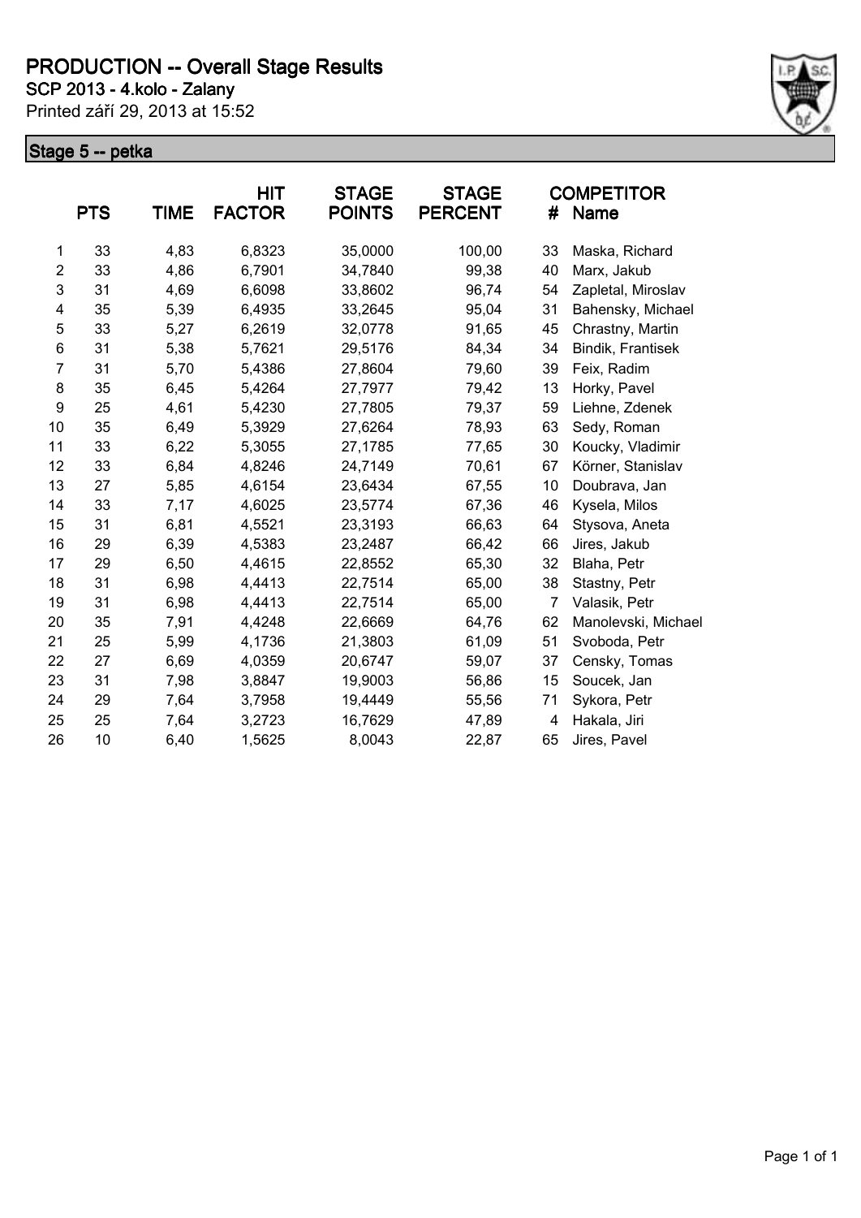# PRODUCTION -- Overall Stage Results

**SCP 2013 - 4.kolo - Zalany**

Printed září 29, 2013 at 15:52

## Stage 5 -- petka

| | PTS | TIME | HIT FACTOR | STAGE POINTS | STAGE PERCENT | # | COMPETITOR Name |
|---|---|---|---|---|---|---|---|
| 1 | 33 | 4,83 | 6,8323 | 35,0000 | 100,00 | 33 | Maska, Richard |
| 2 | 33 | 4,86 | 6,7901 | 34,7840 | 99,38 | 40 | Marx, Jakub |
| 3 | 31 | 4,69 | 6,6098 | 33,8602 | 96,74 | 54 | Zapletal, Miroslav |
| 4 | 35 | 5,39 | 6,4935 | 33,2645 | 95,04 | 31 | Bahensky, Michael |
| 5 | 33 | 5,27 | 6,2619 | 32,0778 | 91,65 | 45 | Chrastny, Martin |
| 6 | 31 | 5,38 | 5,7621 | 29,5176 | 84,34 | 34 | Bindik, Frantisek |
| 7 | 31 | 5,70 | 5,4386 | 27,8604 | 79,60 | 39 | Feix, Radim |
| 8 | 35 | 6,45 | 5,4264 | 27,7977 | 79,42 | 13 | Horky, Pavel |
| 9 | 25 | 4,61 | 5,4230 | 27,7805 | 79,37 | 59 | Liehne, Zdenek |
| 10 | 35 | 6,49 | 5,3929 | 27,6264 | 78,93 | 63 | Sedy, Roman |
| 11 | 33 | 6,22 | 5,3055 | 27,1785 | 77,65 | 30 | Koucky, Vladimir |
| 12 | 33 | 6,84 | 4,8246 | 24,7149 | 70,61 | 67 | Körner, Stanislav |
| 13 | 27 | 5,85 | 4,6154 | 23,6434 | 67,55 | 10 | Doubrava, Jan |
| 14 | 33 | 7,17 | 4,6025 | 23,5774 | 67,36 | 46 | Kysela, Milos |
| 15 | 31 | 6,81 | 4,5521 | 23,3193 | 66,63 | 64 | Stysova, Aneta |
| 16 | 29 | 6,39 | 4,5383 | 23,2487 | 66,42 | 66 | Jires, Jakub |
| 17 | 29 | 6,50 | 4,4615 | 22,8552 | 65,30 | 32 | Blaha, Petr |
| 18 | 31 | 6,98 | 4,4413 | 22,7514 | 65,00 | 38 | Stastny, Petr |
| 19 | 31 | 6,98 | 4,4413 | 22,7514 | 65,00 | 7 | Valasik, Petr |
| 20 | 35 | 7,91 | 4,4248 | 22,6669 | 64,76 | 62 | Manolevski, Michael |
| 21 | 25 | 5,99 | 4,1736 | 21,3803 | 61,09 | 51 | Svoboda, Petr |
| 22 | 27 | 6,69 | 4,0359 | 20,6747 | 59,07 | 37 | Censky, Tomas |
| 23 | 31 | 7,98 | 3,8847 | 19,9003 | 56,86 | 15 | Soucek, Jan |
| 24 | 29 | 7,64 | 3,7958 | 19,4449 | 55,56 | 71 | Sykora, Petr |
| 25 | 25 | 7,64 | 3,2723 | 16,7629 | 47,89 | 4 | Hakala, Jiri |
| 26 | 10 | 6,40 | 1,5625 | 8,0043 | 22,87 | 65 | Jires, Pavel |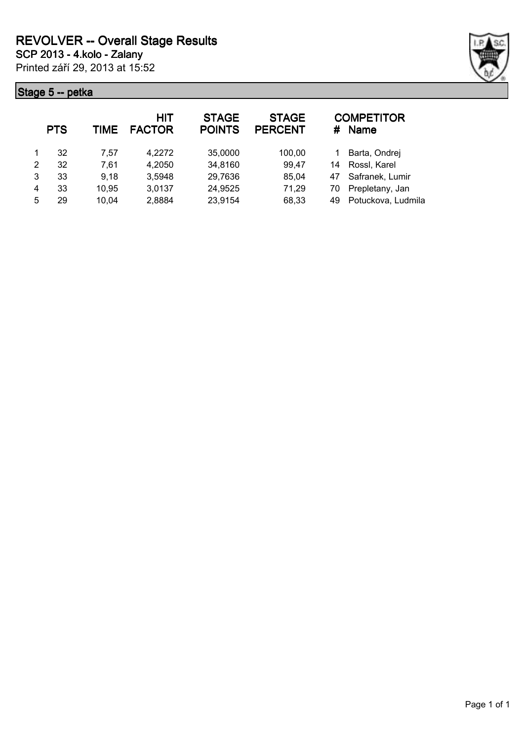# REVOLVER -- Overall Stage Results

**SCP 2013 - 4.kolo - Zalany**

Printed září 29, 2013 at 15:52

## Stage 5 -- petka

| | PTS | TIME | HIT FACTOR | STAGE POINTS | STAGE PERCENT | # | COMPETITOR Name |
|---|---|---|---|---|---|---|---|
| 1 | 32 | 7,57 | 4,2272 | 35,0000 | 100,00 | 1 | Barta, Ondrej |
| 2 | 32 | 7,61 | 4,2050 | 34,8160 | 99,47 | 14 | Rossl, Karel |
| 3 | 33 | 9,18 | 3,5948 | 29,7636 | 85,04 | 47 | Safranek, Lumir |
| 4 | 33 | 10,95 | 3,0137 | 24,9525 | 71,29 | 70 | Prepletany, Jan |
| 5 | 29 | 10,04 | 2,8884 | 23,9154 | 68,33 | 49 | Potuckova, Ludmila |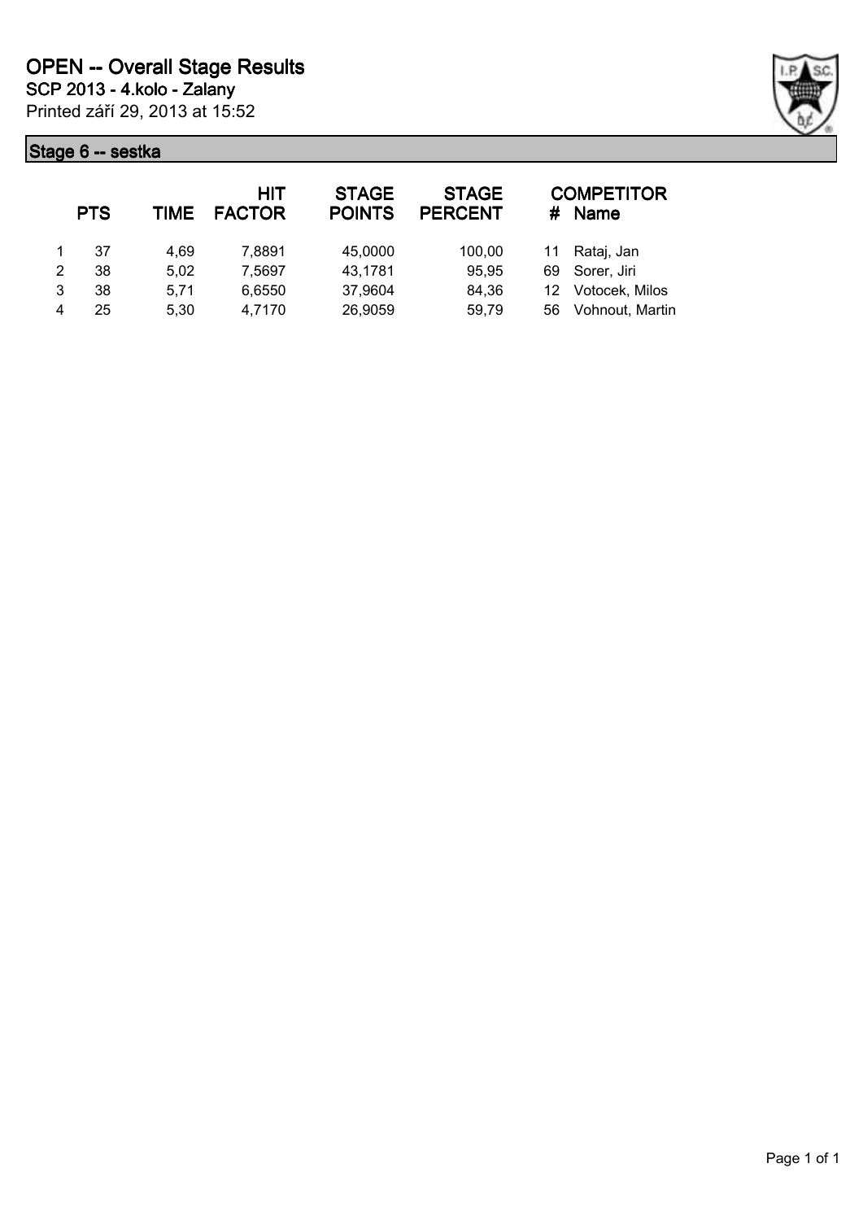# OPEN -- Overall Stage Results

**SCP 2013 - 4.kolo - Zalany**

Printed září 29, 2013 at 15:52

## Stage 6 -- sestka

| | PTS | TIME | HIT FACTOR | STAGE POINTS | STAGE PERCENT | # | COMPETITOR Name |
|---|---|---|---|---|---|---|---|
| 1 | 37 | 4,69 | 7,8891 | 45,0000 | 100,00 | 11 | Rataj, Jan |
| 2 | 38 | 5,02 | 7,5697 | 43,1781 | 95,95 | 69 | Sorer, Jiri |
| 3 | 38 | 5,71 | 6,6550 | 37,9604 | 84,36 | 12 | Votocek, Milos |
| 4 | 25 | 5,30 | 4,7170 | 26,9059 | 59,79 | 56 | Vohnout, Martin |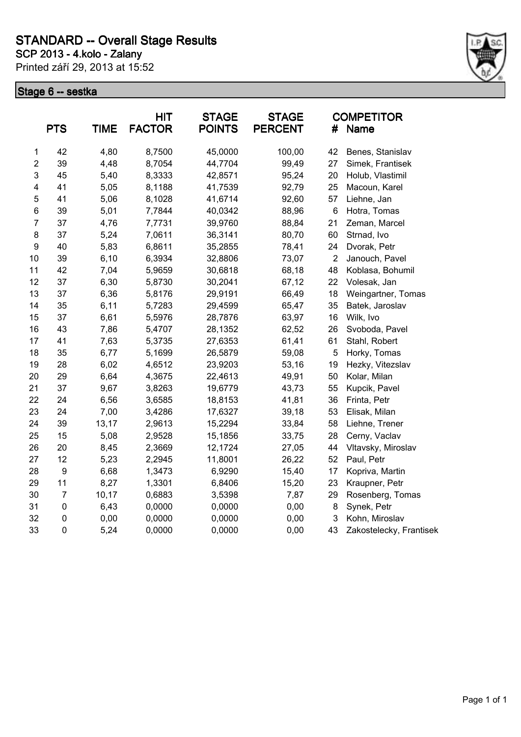# STANDARD -- Overall Stage Results

**SCP 2013 - 4.kolo - Zalany**

Printed září 29, 2013 at 15:52

## Stage 6 -- sestka

| | PTS | TIME | HIT FACTOR | STAGE POINTS | STAGE PERCENT | # | COMPETITOR Name |
|---|---|---|---|---|---|---|---|
| 1 | 42 | 4,80 | 8,7500 | 45,0000 | 100,00 | 42 | Benes, Stanislav |
| 2 | 39 | 4,48 | 8,7054 | 44,7704 | 99,49 | 27 | Simek, Frantisek |
| 3 | 45 | 5,40 | 8,3333 | 42,8571 | 95,24 | 20 | Holub, Vlastimil |
| 4 | 41 | 5,05 | 8,1188 | 41,7539 | 92,79 | 25 | Macoun, Karel |
| 5 | 41 | 5,06 | 8,1028 | 41,6714 | 92,60 | 57 | Liehne, Jan |
| 6 | 39 | 5,01 | 7,7844 | 40,0342 | 88,96 | 6 | Hotra, Tomas |
| 7 | 37 | 4,76 | 7,7731 | 39,9760 | 88,84 | 21 | Zeman, Marcel |
| 8 | 37 | 5,24 | 7,0611 | 36,3141 | 80,70 | 60 | Strnad, Ivo |
| 9 | 40 | 5,83 | 6,8611 | 35,2855 | 78,41 | 24 | Dvorak, Petr |
| 10 | 39 | 6,10 | 6,3934 | 32,8806 | 73,07 | 2 | Janouch, Pavel |
| 11 | 42 | 7,04 | 5,9659 | 30,6818 | 68,18 | 48 | Koblasa, Bohumil |
| 12 | 37 | 6,30 | 5,8730 | 30,2041 | 67,12 | 22 | Volesak, Jan |
| 13 | 37 | 6,36 | 5,8176 | 29,9191 | 66,49 | 18 | Weingartner, Tomas |
| 14 | 35 | 6,11 | 5,7283 | 29,4599 | 65,47 | 35 | Batek, Jaroslav |
| 15 | 37 | 6,61 | 5,5976 | 28,7876 | 63,97 | 16 | Wilk, Ivo |
| 16 | 43 | 7,86 | 5,4707 | 28,1352 | 62,52 | 26 | Svoboda, Pavel |
| 17 | 41 | 7,63 | 5,3735 | 27,6353 | 61,41 | 61 | Stahl, Robert |
| 18 | 35 | 6,77 | 5,1699 | 26,5879 | 59,08 | 5 | Horky, Tomas |
| 19 | 28 | 6,02 | 4,6512 | 23,9203 | 53,16 | 19 | Hezky, Vitezslav |
| 20 | 29 | 6,64 | 4,3675 | 22,4613 | 49,91 | 50 | Kolar, Milan |
| 21 | 37 | 9,67 | 3,8263 | 19,6779 | 43,73 | 55 | Kupcik, Pavel |
| 22 | 24 | 6,56 | 3,6585 | 18,8153 | 41,81 | 36 | Frinta, Petr |
| 23 | 24 | 7,00 | 3,4286 | 17,6327 | 39,18 | 53 | Elisak, Milan |
| 24 | 39 | 13,17 | 2,9613 | 15,2294 | 33,84 | 58 | Liehne, Trener |
| 25 | 15 | 5,08 | 2,9528 | 15,1856 | 33,75 | 28 | Cerny, Vaclav |
| 26 | 20 | 8,45 | 2,3669 | 12,1724 | 27,05 | 44 | Vltavsky, Miroslav |
| 27 | 12 | 5,23 | 2,2945 | 11,8001 | 26,22 | 52 | Paul, Petr |
| 28 | 9 | 6,68 | 1,3473 | 6,9290 | 15,40 | 17 | Kopriva, Martin |
| 29 | 11 | 8,27 | 1,3301 | 6,8406 | 15,20 | 23 | Kraupner, Petr |
| 30 | 7 | 10,17 | 0,6883 | 3,5398 | 7,87 | 29 | Rosenberg, Tomas |
| 31 | 0 | 6,43 | 0,0000 | 0,0000 | 0,00 | 8 | Synek, Petr |
| 32 | 0 | 0,00 | 0,0000 | 0,0000 | 0,00 | 3 | Kohn, Miroslav |
| 33 | 0 | 5,24 | 0,0000 | 0,0000 | 0,00 | 43 | Zakostelecky, Frantisek |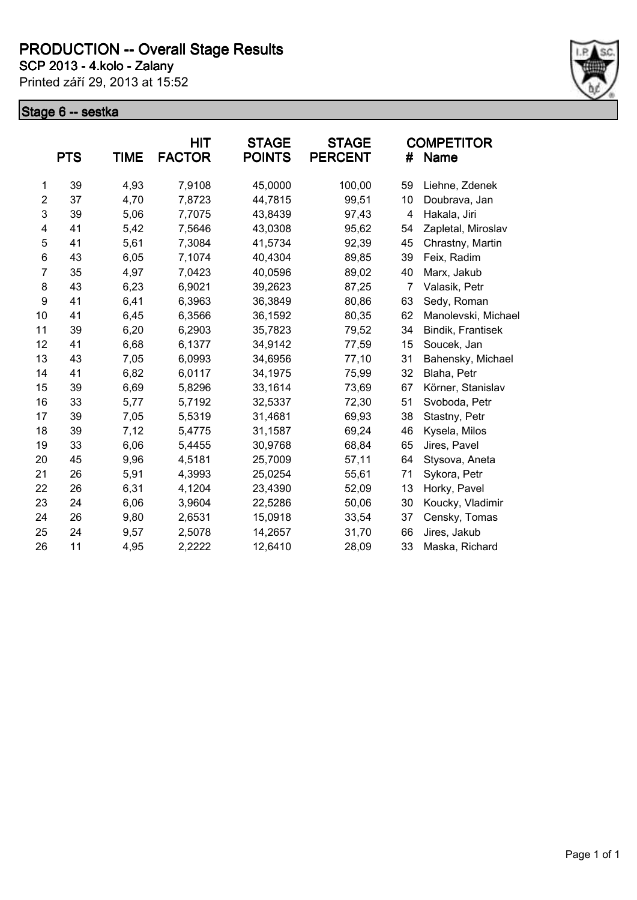# PRODUCTION -- Overall Stage Results

**SCP 2013 - 4.kolo - Zalany**

Printed září 29, 2013 at 15:52

## Stage 6 -- sestka

|  | PTS | TIME | HIT FACTOR | STAGE POINTS | STAGE PERCENT | # | COMPETITOR Name |
|---|---|---|---|---|---|---|---|
| 1 | 39 | 4,93 | 7,9108 | 45,0000 | 100,00 | 59 | Liehne, Zdenek |
| 2 | 37 | 4,70 | 7,8723 | 44,7815 | 99,51 | 10 | Doubrava, Jan |
| 3 | 39 | 5,06 | 7,7075 | 43,8439 | 97,43 | 4 | Hakala, Jiri |
| 4 | 41 | 5,42 | 7,5646 | 43,0308 | 95,62 | 54 | Zapletal, Miroslav |
| 5 | 41 | 5,61 | 7,3084 | 41,5734 | 92,39 | 45 | Chrastny, Martin |
| 6 | 43 | 6,05 | 7,1074 | 40,4304 | 89,85 | 39 | Feix, Radim |
| 7 | 35 | 4,97 | 7,0423 | 40,0596 | 89,02 | 40 | Marx, Jakub |
| 8 | 43 | 6,23 | 6,9021 | 39,2623 | 87,25 | 7 | Valasik, Petr |
| 9 | 41 | 6,41 | 6,3963 | 36,3849 | 80,86 | 63 | Sedy, Roman |
| 10 | 41 | 6,45 | 6,3566 | 36,1592 | 80,35 | 62 | Manolevski, Michael |
| 11 | 39 | 6,20 | 6,2903 | 35,7823 | 79,52 | 34 | Bindik, Frantisek |
| 12 | 41 | 6,68 | 6,1377 | 34,9142 | 77,59 | 15 | Soucek, Jan |
| 13 | 43 | 7,05 | 6,0993 | 34,6956 | 77,10 | 31 | Bahensky, Michael |
| 14 | 41 | 6,82 | 6,0117 | 34,1975 | 75,99 | 32 | Blaha, Petr |
| 15 | 39 | 6,69 | 5,8296 | 33,1614 | 73,69 | 67 | Körner, Stanislav |
| 16 | 33 | 5,77 | 5,7192 | 32,5337 | 72,30 | 51 | Svoboda, Petr |
| 17 | 39 | 7,05 | 5,5319 | 31,4681 | 69,93 | 38 | Stastny, Petr |
| 18 | 39 | 7,12 | 5,4775 | 31,1587 | 69,24 | 46 | Kysela, Milos |
| 19 | 33 | 6,06 | 5,4455 | 30,9768 | 68,84 | 65 | Jires, Pavel |
| 20 | 45 | 9,96 | 4,5181 | 25,7009 | 57,11 | 64 | Stysova, Aneta |
| 21 | 26 | 5,91 | 4,3993 | 25,0254 | 55,61 | 71 | Sykora, Petr |
| 22 | 26 | 6,31 | 4,1204 | 23,4390 | 52,09 | 13 | Horky, Pavel |
| 23 | 24 | 6,06 | 3,9604 | 22,5286 | 50,06 | 30 | Koucky, Vladimir |
| 24 | 26 | 9,80 | 2,6531 | 15,0918 | 33,54 | 37 | Censky, Tomas |
| 25 | 24 | 9,57 | 2,5078 | 14,2657 | 31,70 | 66 | Jires, Jakub |
| 26 | 11 | 4,95 | 2,2222 | 12,6410 | 28,09 | 33 | Maska, Richard |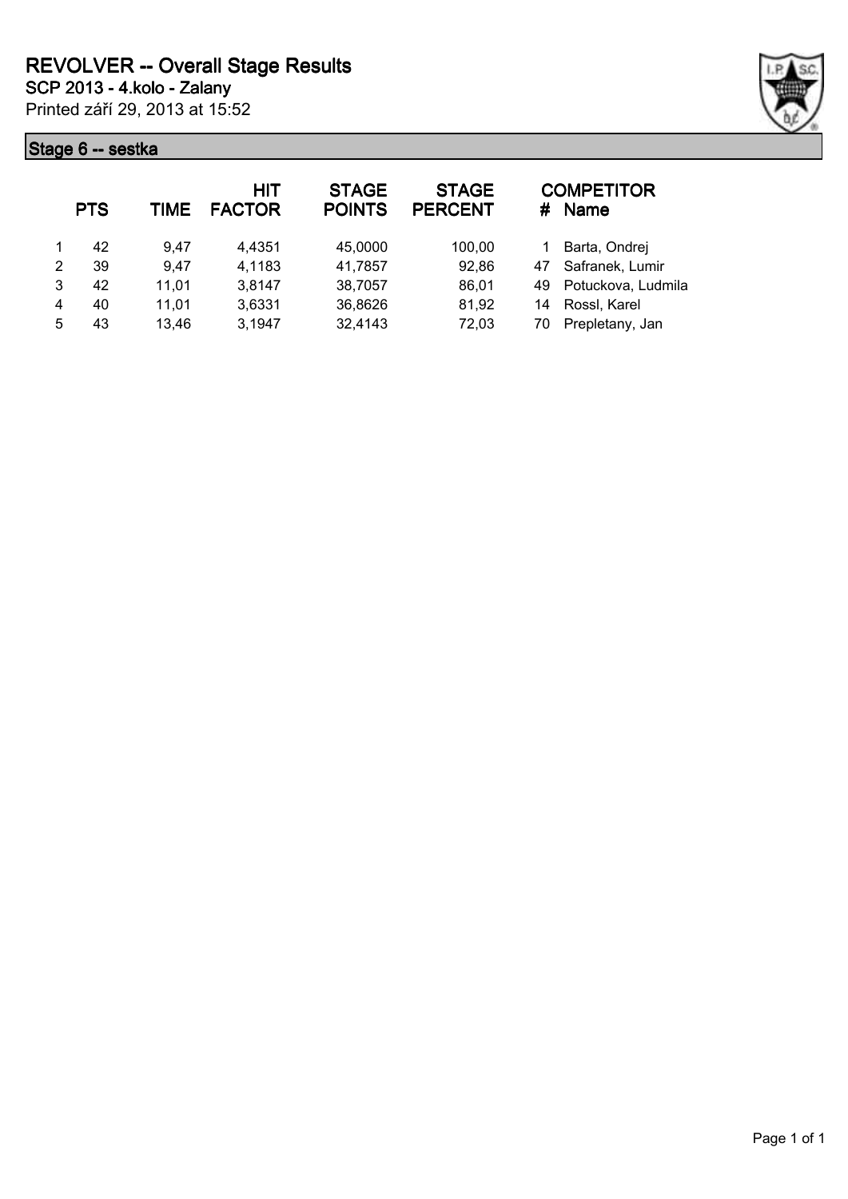# REVOLVER -- Overall Stage Results

**SCP 2013 - 4.kolo - Zalany**

Printed září 29, 2013 at 15:52

## Stage 6 -- sestka

| | PTS | TIME | HIT FACTOR | STAGE POINTS | STAGE PERCENT | # | COMPETITOR Name |
|---|---|---|---|---|---|---|---|
| 1 | 42 | 9,47 | 4,4351 | 45,0000 | 100,00 | 1 | Barta, Ondrej |
| 2 | 39 | 9,47 | 4,1183 | 41,7857 | 92,86 | 47 | Safranek, Lumir |
| 3 | 42 | 11,01 | 3,8147 | 38,7057 | 86,01 | 49 | Potuckova, Ludmila |
| 4 | 40 | 11,01 | 3,6331 | 36,8626 | 81,92 | 14 | Rossl, Karel |
| 5 | 43 | 13,46 | 3,1947 | 32,4143 | 72,03 | 70 | Prepletany, Jan |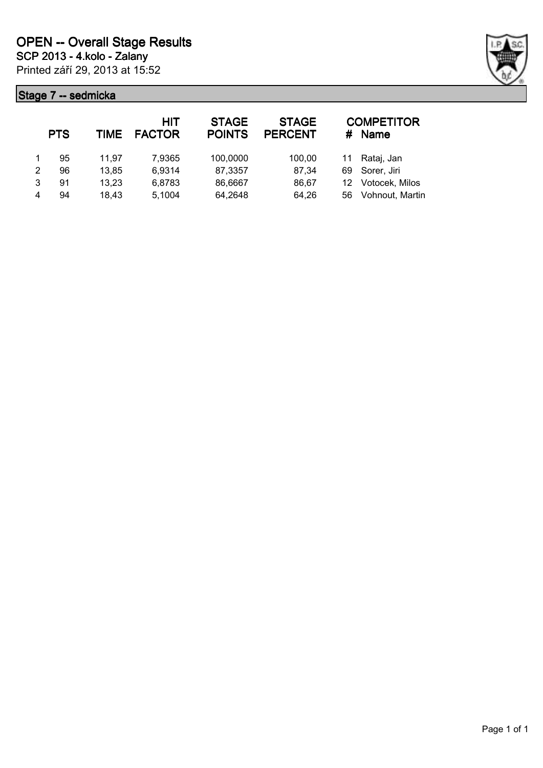# OPEN -- Overall Stage Results

**SCP 2013 - 4.kolo - Zalany**

Printed září 29, 2013 at 15:52

## Stage 7 -- sedmicka

| | PTS | TIME | HIT FACTOR | STAGE POINTS | STAGE PERCENT | # | COMPETITOR Name |
|---|---|---|---|---|---|---|---|
| 1 | 95 | 11,97 | 7,9365 | 100,0000 | 100,00 | 11 | Rataj, Jan |
| 2 | 96 | 13,85 | 6,9314 | 87,3357 | 87,34 | 69 | Sorer, Jiri |
| 3 | 91 | 13,23 | 6,8783 | 86,6667 | 86,67 | 12 | Votocek, Milos |
| 4 | 94 | 18,43 | 5,1004 | 64,2648 | 64,26 | 56 | Vohnout, Martin |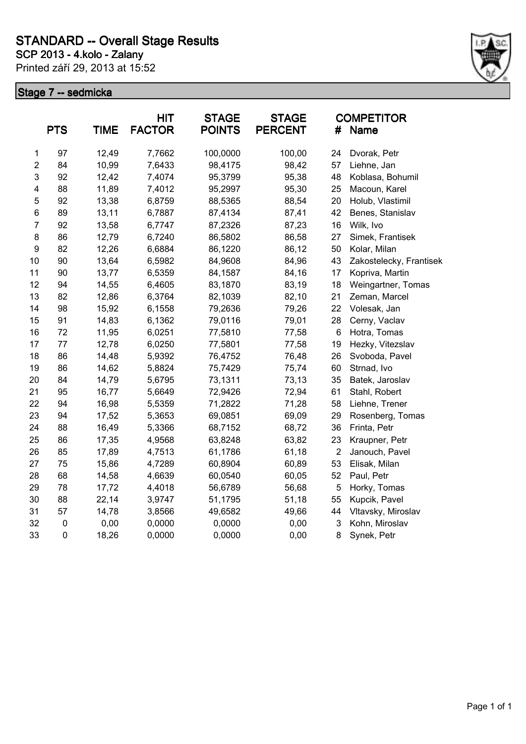# STANDARD -- Overall Stage Results

**SCP 2013 - 4.kolo - Zalany**

Printed září 29, 2013 at 15:52

## Stage 7 -- sedmicka

| | PTS | TIME | HIT FACTOR | STAGE POINTS | STAGE PERCENT | # | COMPETITOR Name |
|---|---|---|---|---|---|---|---|
| 1 | 97 | 12,49 | 7,7662 | 100,0000 | 100,00 | 24 | Dvorak, Petr |
| 2 | 84 | 10,99 | 7,6433 | 98,4175 | 98,42 | 57 | Liehne, Jan |
| 3 | 92 | 12,42 | 7,4074 | 95,3799 | 95,38 | 48 | Koblasa, Bohumil |
| 4 | 88 | 11,89 | 7,4012 | 95,2997 | 95,30 | 25 | Macoun, Karel |
| 5 | 92 | 13,38 | 6,8759 | 88,5365 | 88,54 | 20 | Holub, Vlastimil |
| 6 | 89 | 13,11 | 6,7887 | 87,4134 | 87,41 | 42 | Benes, Stanislav |
| 7 | 92 | 13,58 | 6,7747 | 87,2326 | 87,23 | 16 | Wilk, Ivo |
| 8 | 86 | 12,79 | 6,7240 | 86,5802 | 86,58 | 27 | Simek, Frantisek |
| 9 | 82 | 12,26 | 6,6884 | 86,1220 | 86,12 | 50 | Kolar, Milan |
| 10 | 90 | 13,64 | 6,5982 | 84,9608 | 84,96 | 43 | Zakostelecky, Frantisek |
| 11 | 90 | 13,77 | 6,5359 | 84,1587 | 84,16 | 17 | Kopriva, Martin |
| 12 | 94 | 14,55 | 6,4605 | 83,1870 | 83,19 | 18 | Weingartner, Tomas |
| 13 | 82 | 12,86 | 6,3764 | 82,1039 | 82,10 | 21 | Zeman, Marcel |
| 14 | 98 | 15,92 | 6,1558 | 79,2636 | 79,26 | 22 | Volesak, Jan |
| 15 | 91 | 14,83 | 6,1362 | 79,0116 | 79,01 | 28 | Cerny, Vaclav |
| 16 | 72 | 11,95 | 6,0251 | 77,5810 | 77,58 | 6 | Hotra, Tomas |
| 17 | 77 | 12,78 | 6,0250 | 77,5801 | 77,58 | 19 | Hezky, Vitezslav |
| 18 | 86 | 14,48 | 5,9392 | 76,4752 | 76,48 | 26 | Svoboda, Pavel |
| 19 | 86 | 14,62 | 5,8824 | 75,7429 | 75,74 | 60 | Strnad, Ivo |
| 20 | 84 | 14,79 | 5,6795 | 73,1311 | 73,13 | 35 | Batek, Jaroslav |
| 21 | 95 | 16,77 | 5,6649 | 72,9426 | 72,94 | 61 | Stahl, Robert |
| 22 | 94 | 16,98 | 5,5359 | 71,2822 | 71,28 | 58 | Liehne, Trener |
| 23 | 94 | 17,52 | 5,3653 | 69,0851 | 69,09 | 29 | Rosenberg, Tomas |
| 24 | 88 | 16,49 | 5,3366 | 68,7152 | 68,72 | 36 | Frinta, Petr |
| 25 | 86 | 17,35 | 4,9568 | 63,8248 | 63,82 | 23 | Kraupner, Petr |
| 26 | 85 | 17,89 | 4,7513 | 61,1786 | 61,18 | 2 | Janouch, Pavel |
| 27 | 75 | 15,86 | 4,7289 | 60,8904 | 60,89 | 53 | Elisak, Milan |
| 28 | 68 | 14,58 | 4,6639 | 60,0540 | 60,05 | 52 | Paul, Petr |
| 29 | 78 | 17,72 | 4,4018 | 56,6789 | 56,68 | 5 | Horky, Tomas |
| 30 | 88 | 22,14 | 3,9747 | 51,1795 | 51,18 | 55 | Kupcik, Pavel |
| 31 | 57 | 14,78 | 3,8566 | 49,6582 | 49,66 | 44 | Vltavsky, Miroslav |
| 32 | 0 | 0,00 | 0,0000 | 0,0000 | 0,00 | 3 | Kohn, Miroslav |
| 33 | 0 | 18,26 | 0,0000 | 0,0000 | 0,00 | 8 | Synek, Petr |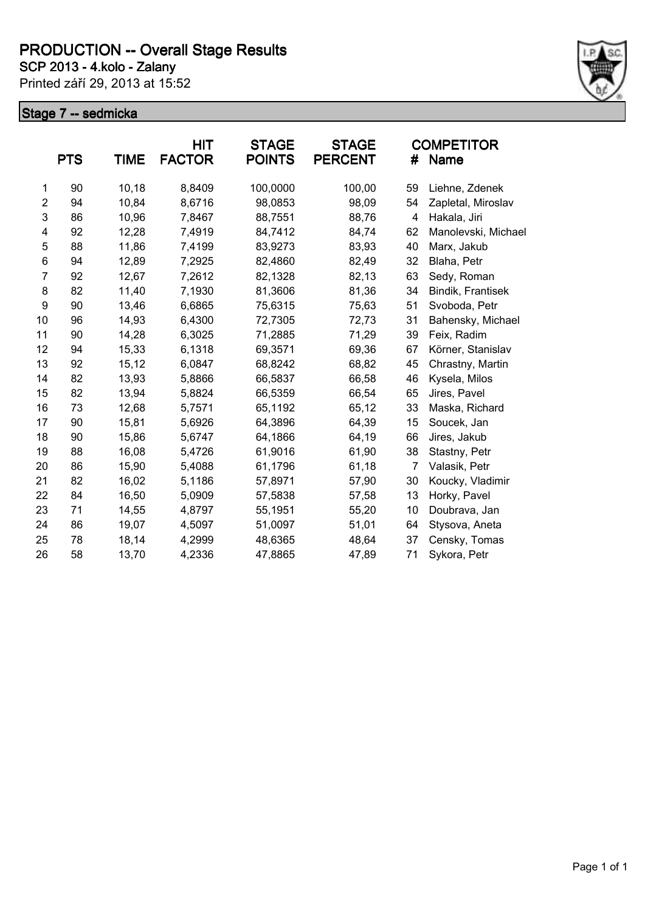# PRODUCTION -- Overall Stage Results

**SCP 2013 - 4.kolo - Zalany**

Printed září 29, 2013 at 15:52

## Stage 7 -- sedmicka

| | PTS | TIME | HIT FACTOR | STAGE POINTS | STAGE PERCENT | # | COMPETITOR Name |
|---|---|---|---|---|---|---|---|
| 1 | 90 | 10,18 | 8,8409 | 100,0000 | 100,00 | 59 | Liehne, Zdenek |
| 2 | 94 | 10,84 | 8,6716 | 98,0853 | 98,09 | 54 | Zapletal, Miroslav |
| 3 | 86 | 10,96 | 7,8467 | 88,7551 | 88,76 | 4 | Hakala, Jiri |
| 4 | 92 | 12,28 | 7,4919 | 84,7412 | 84,74 | 62 | Manolevski, Michael |
| 5 | 88 | 11,86 | 7,4199 | 83,9273 | 83,93 | 40 | Marx, Jakub |
| 6 | 94 | 12,89 | 7,2925 | 82,4860 | 82,49 | 32 | Blaha, Petr |
| 7 | 92 | 12,67 | 7,2612 | 82,1328 | 82,13 | 63 | Sedy, Roman |
| 8 | 82 | 11,40 | 7,1930 | 81,3606 | 81,36 | 34 | Bindik, Frantisek |
| 9 | 90 | 13,46 | 6,6865 | 75,6315 | 75,63 | 51 | Svoboda, Petr |
| 10 | 96 | 14,93 | 6,4300 | 72,7305 | 72,73 | 31 | Bahensky, Michael |
| 11 | 90 | 14,28 | 6,3025 | 71,2885 | 71,29 | 39 | Feix, Radim |
| 12 | 94 | 15,33 | 6,1318 | 69,3571 | 69,36 | 67 | Körner, Stanislav |
| 13 | 92 | 15,12 | 6,0847 | 68,8242 | 68,82 | 45 | Chrastny, Martin |
| 14 | 82 | 13,93 | 5,8866 | 66,5837 | 66,58 | 46 | Kysela, Milos |
| 15 | 82 | 13,94 | 5,8824 | 66,5359 | 66,54 | 65 | Jires, Pavel |
| 16 | 73 | 12,68 | 5,7571 | 65,1192 | 65,12 | 33 | Maska, Richard |
| 17 | 90 | 15,81 | 5,6926 | 64,3896 | 64,39 | 15 | Soucek, Jan |
| 18 | 90 | 15,86 | 5,6747 | 64,1866 | 64,19 | 66 | Jires, Jakub |
| 19 | 88 | 16,08 | 5,4726 | 61,9016 | 61,90 | 38 | Stastny, Petr |
| 20 | 86 | 15,90 | 5,4088 | 61,1796 | 61,18 | 7 | Valasik, Petr |
| 21 | 82 | 16,02 | 5,1186 | 57,8971 | 57,90 | 30 | Koucky, Vladimir |
| 22 | 84 | 16,50 | 5,0909 | 57,5838 | 57,58 | 13 | Horky, Pavel |
| 23 | 71 | 14,55 | 4,8797 | 55,1951 | 55,20 | 10 | Doubrava, Jan |
| 24 | 86 | 19,07 | 4,5097 | 51,0097 | 51,01 | 64 | Stysova, Aneta |
| 25 | 78 | 18,14 | 4,2999 | 48,6365 | 48,64 | 37 | Censky, Tomas |
| 26 | 58 | 13,70 | 4,2336 | 47,8865 | 47,89 | 71 | Sykora, Petr |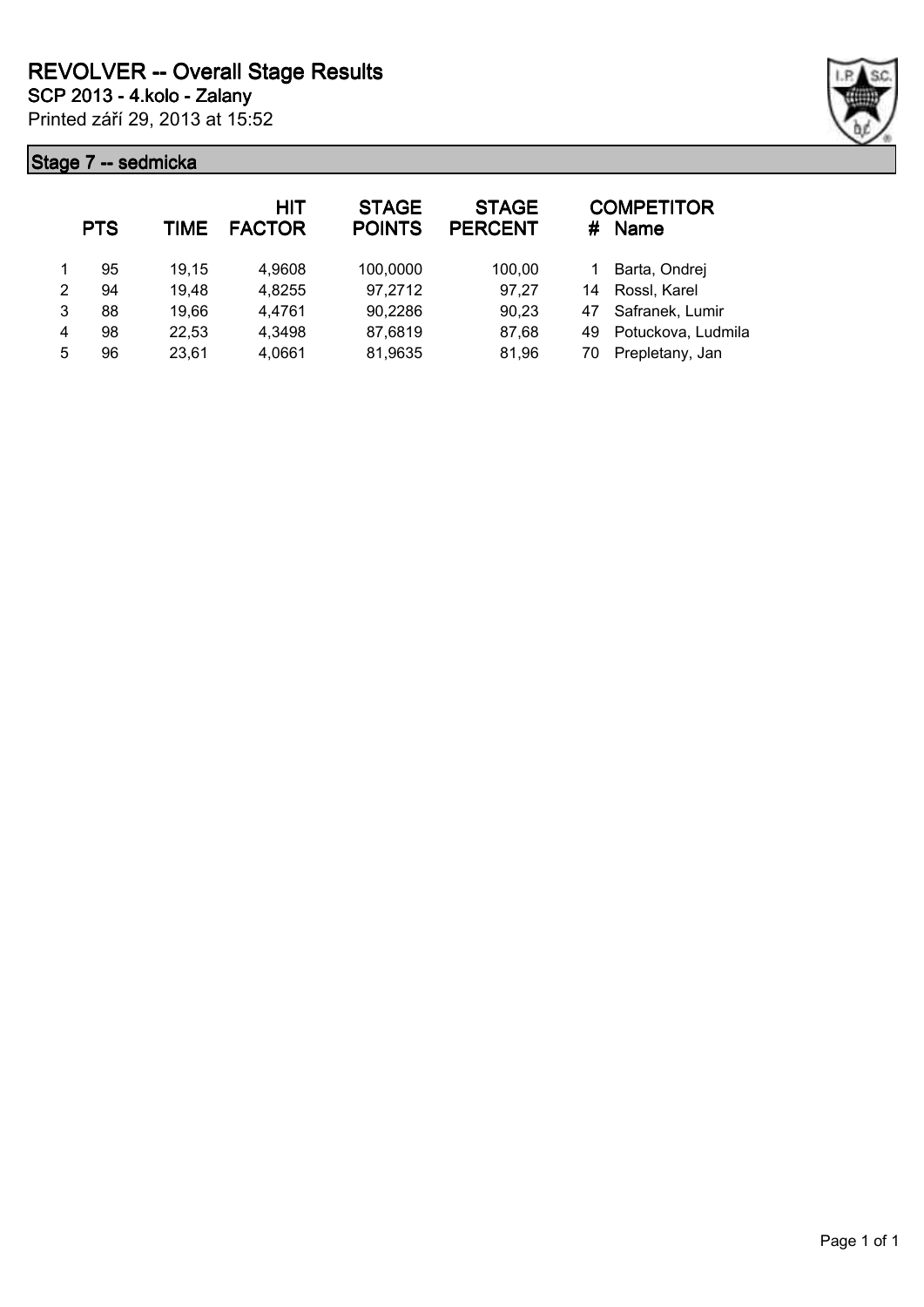# REVOLVER -- Overall Stage Results

**SCP 2013 - 4.kolo - Zalany**

Printed září 29, 2013 at 15:52

## Stage 7 -- sedmicka

| | PTS | TIME | HIT FACTOR | STAGE POINTS | STAGE PERCENT | # | COMPETITOR Name |
|---|---|---|---|---|---|---|---|
| 1 | 95 | 19,15 | 4,9608 | 100,0000 | 100,00 | 1 | Barta, Ondrej |
| 2 | 94 | 19,48 | 4,8255 | 97,2712 | 97,27 | 14 | Rossl, Karel |
| 3 | 88 | 19,66 | 4,4761 | 90,2286 | 90,23 | 47 | Safranek, Lumir |
| 4 | 98 | 22,53 | 4,3498 | 87,6819 | 87,68 | 49 | Potuckova, Ludmila |
| 5 | 96 | 23,61 | 4,0661 | 81,9635 | 81,96 | 70 | Prepletany, Jan |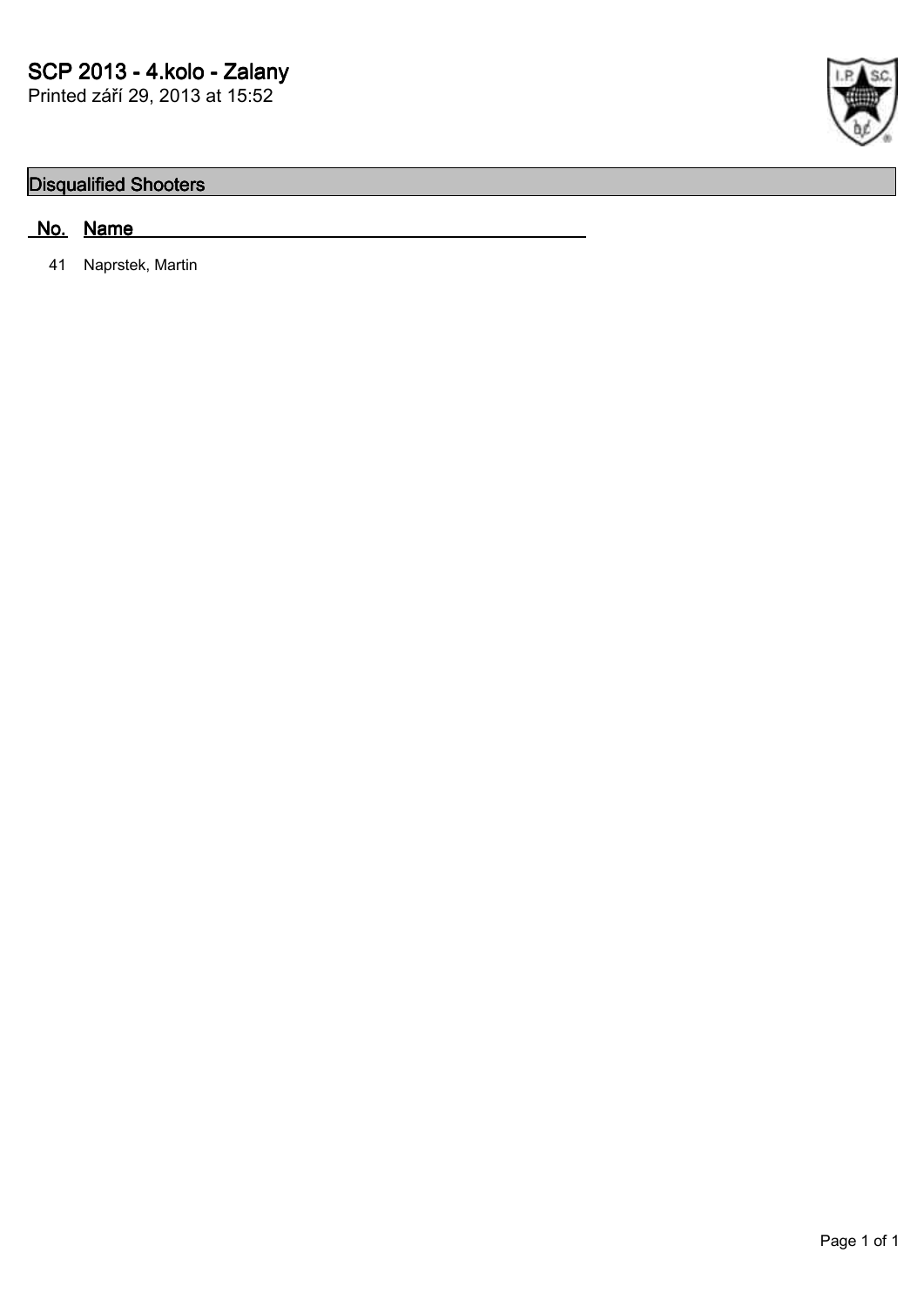# SCP 2013 - 4.kolo - Zalany

Printed září 29, 2013 at 15:52

## Disqualified Shooters

| No. | Name |
| --- | --- |
| 41 | Naprstek, Martin |